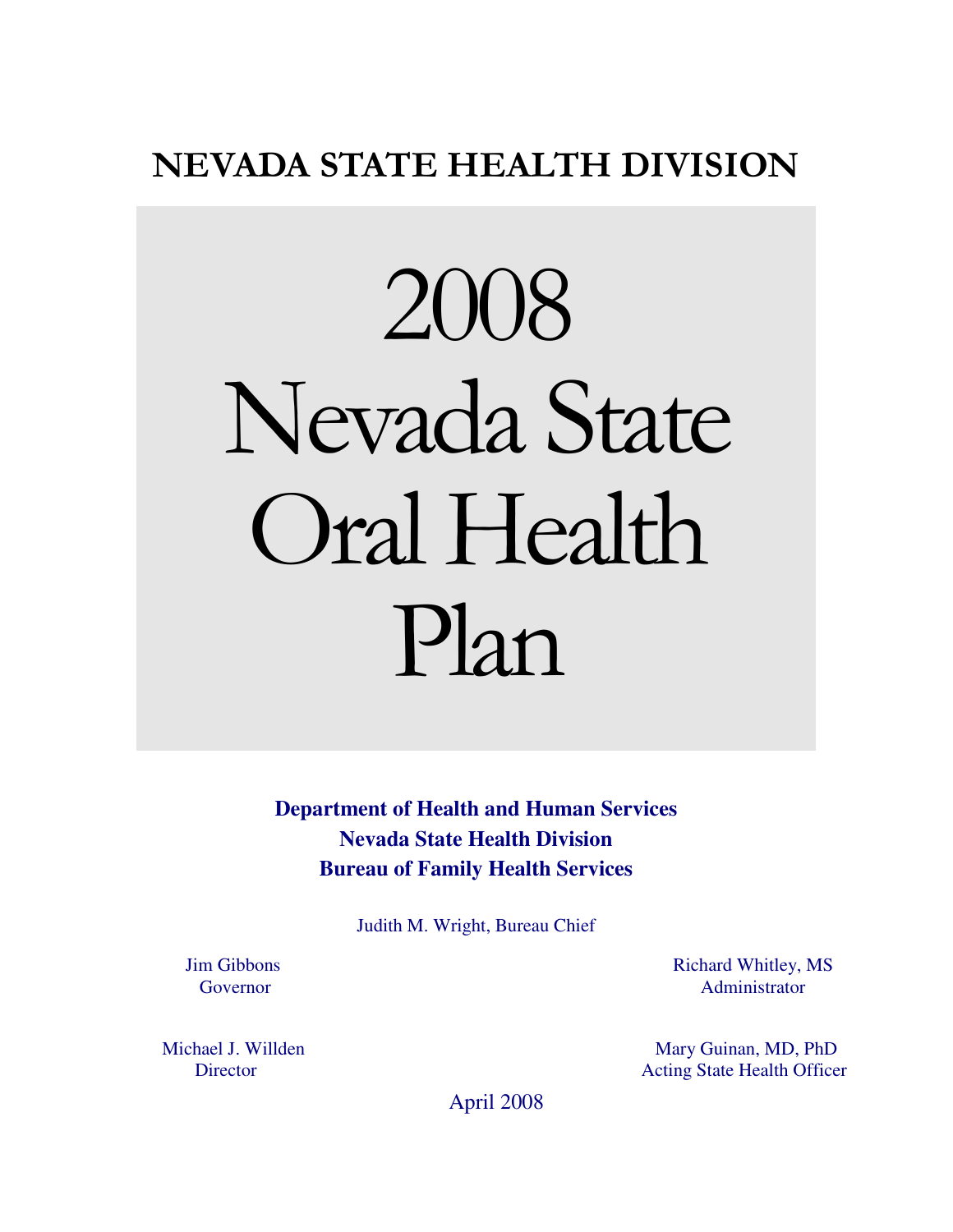# NEVADA STATE HEALTH DIVISION

# 2008 Nevada State Oral Health Plan

**Department of Health and Human Services**
**Nevada State Health Division**
**Bureau of Family Health Services**

Judith M. Wright, Bureau Chief

Jim Gibbons
Governor

Richard Whitley, MS
Administrator

Michael J. Willden
Director

Mary Guinan, MD, PhD
Acting State Health Officer

April 2008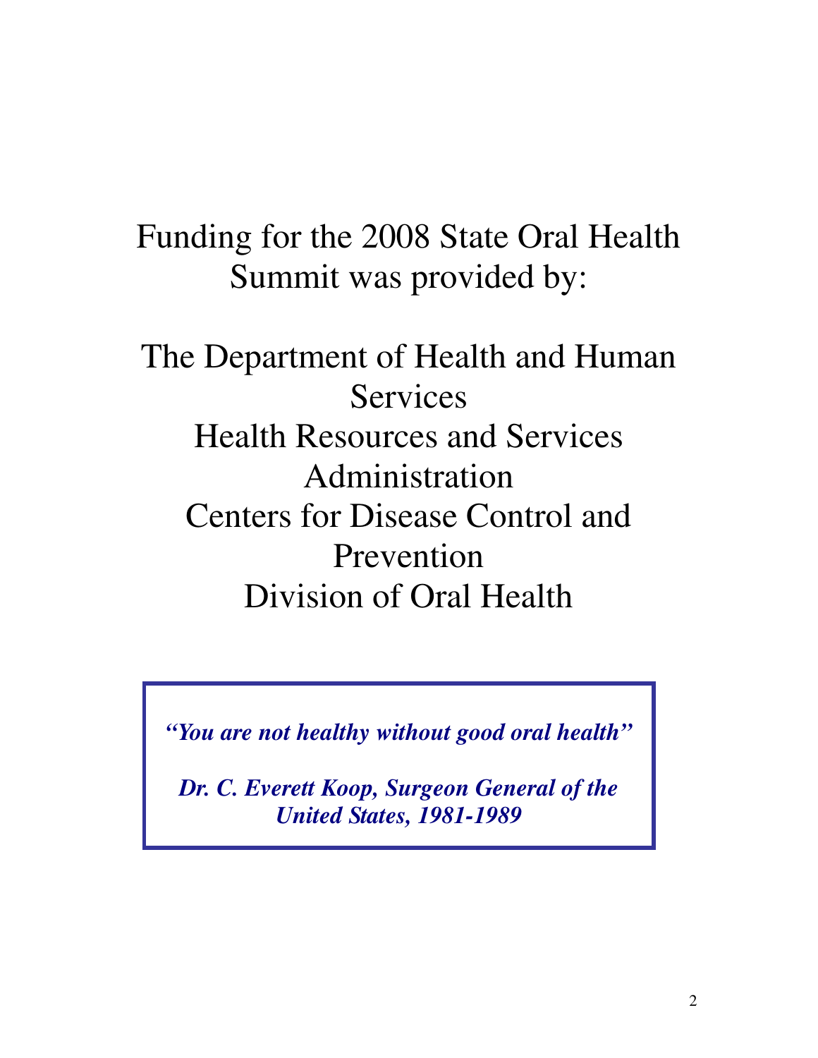Funding for the 2008 State Oral Health Summit was provided by:

The Department of Health and Human Services
Health Resources and Services Administration
Centers for Disease Control and Prevention
Division of Oral Health

> ***"You are not healthy without good oral health"***
>
> ***Dr. C. Everett Koop, Surgeon General of the United States, 1981-1989***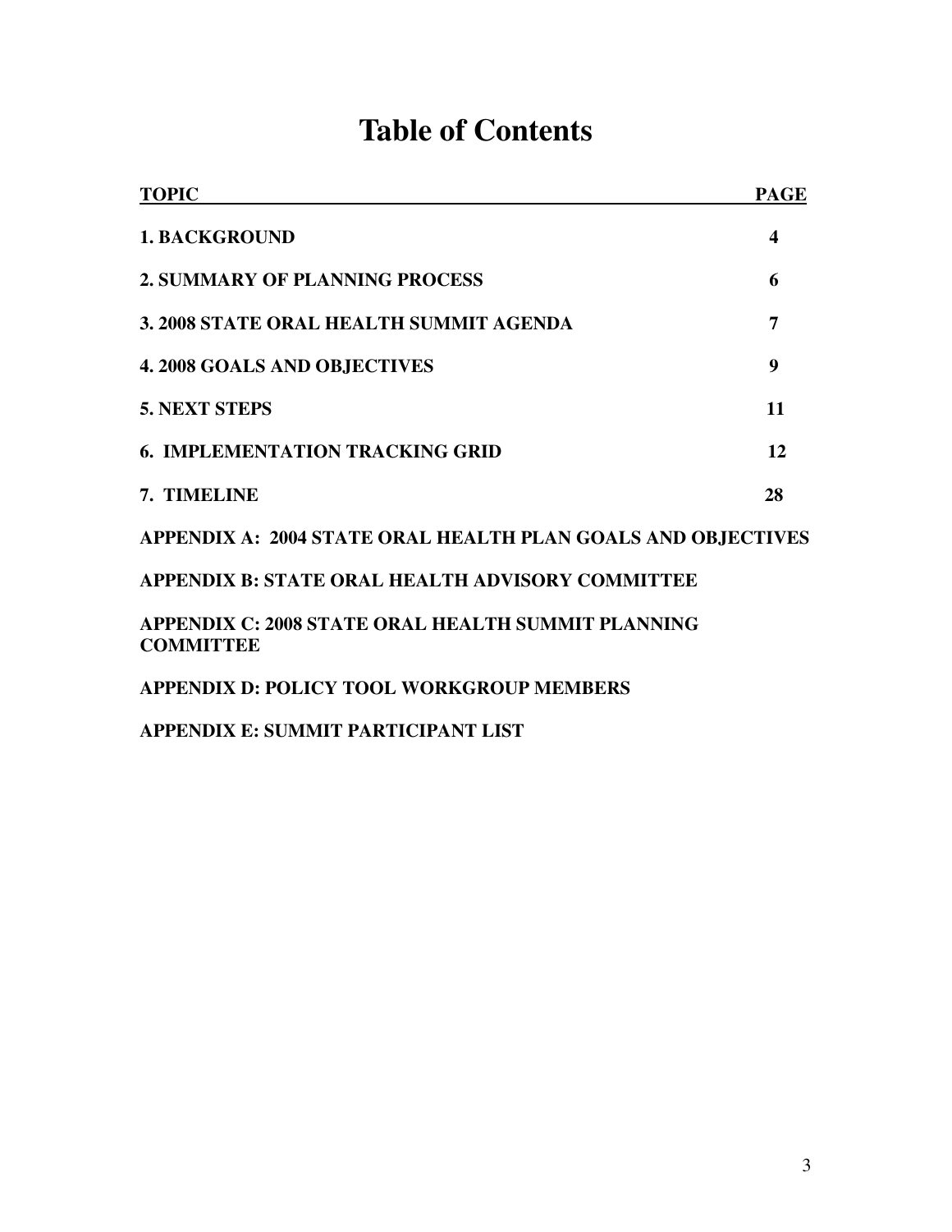# Table of Contents

| TOPIC | PAGE |
|---|---|
| **1. BACKGROUND** | **4** |
| **2. SUMMARY OF PLANNING PROCESS** | **6** |
| **3. 2008 STATE ORAL HEALTH SUMMIT AGENDA** | **7** |
| **4. 2008 GOALS AND OBJECTIVES** | **9** |
| **5. NEXT STEPS** | **11** |
| **6. IMPLEMENTATION TRACKING GRID** | **12** |
| **7. TIMELINE** | **28** |
| **APPENDIX A: 2004 STATE ORAL HEALTH PLAN GOALS AND OBJECTIVES** | |
| **APPENDIX B: STATE ORAL HEALTH ADVISORY COMMITTEE** | |
| **APPENDIX C: 2008 STATE ORAL HEALTH SUMMIT PLANNING COMMITTEE** | |
| **APPENDIX D: POLICY TOOL WORKGROUP MEMBERS** | |
| **APPENDIX E: SUMMIT PARTICIPANT LIST** | |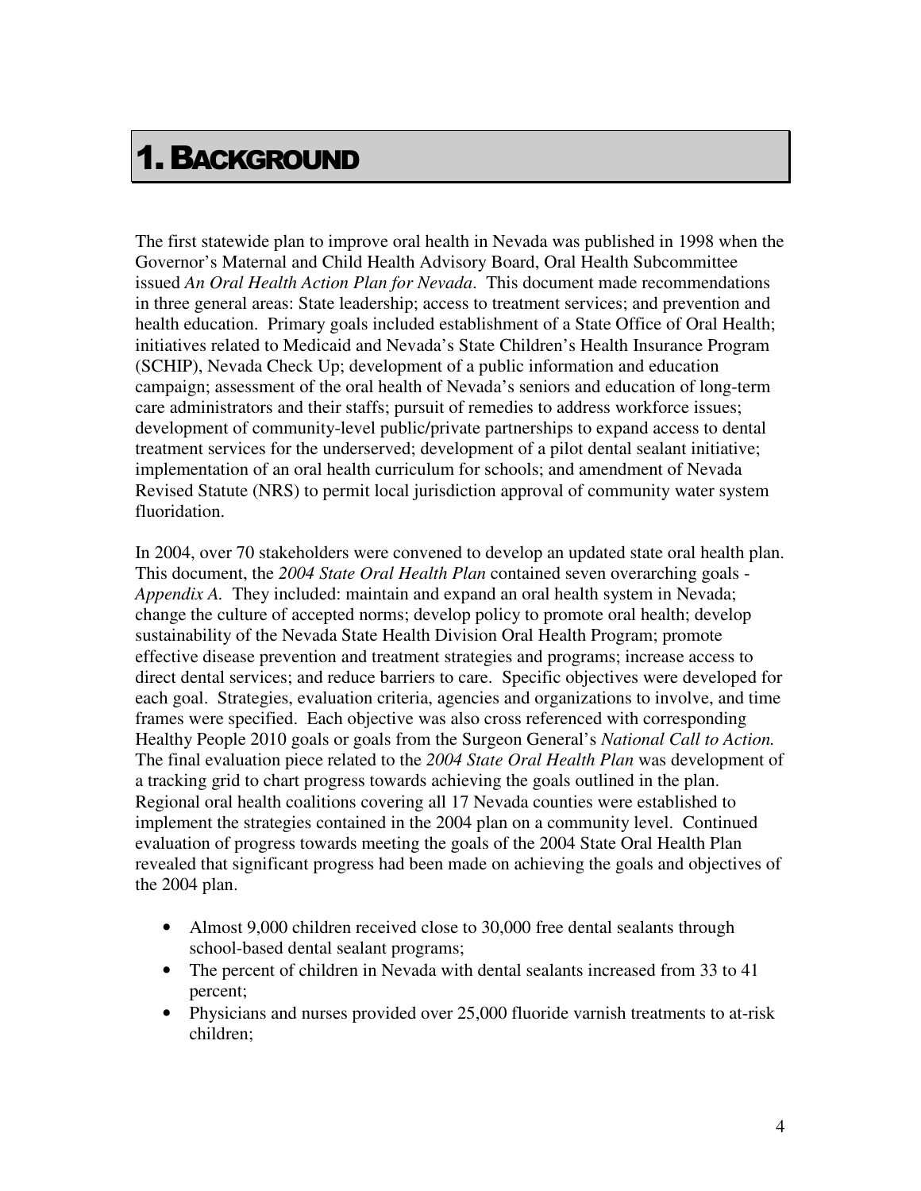# 1. BACKGROUND

The first statewide plan to improve oral health in Nevada was published in 1998 when the Governor's Maternal and Child Health Advisory Board, Oral Health Subcommittee issued *An Oral Health Action Plan for Nevada*. This document made recommendations in three general areas: State leadership; access to treatment services; and prevention and health education. Primary goals included establishment of a State Office of Oral Health; initiatives related to Medicaid and Nevada's State Children's Health Insurance Program (SCHIP), Nevada Check Up; development of a public information and education campaign; assessment of the oral health of Nevada's seniors and education of long-term care administrators and their staffs; pursuit of remedies to address workforce issues; development of community-level public/private partnerships to expand access to dental treatment services for the underserved; development of a pilot dental sealant initiative; implementation of an oral health curriculum for schools; and amendment of Nevada Revised Statute (NRS) to permit local jurisdiction approval of community water system fluoridation.

In 2004, over 70 stakeholders were convened to develop an updated state oral health plan. This document, the *2004 State Oral Health Plan* contained seven overarching goals - *Appendix A.* They included: maintain and expand an oral health system in Nevada; change the culture of accepted norms; develop policy to promote oral health; develop sustainability of the Nevada State Health Division Oral Health Program; promote effective disease prevention and treatment strategies and programs; increase access to direct dental services; and reduce barriers to care. Specific objectives were developed for each goal. Strategies, evaluation criteria, agencies and organizations to involve, and time frames were specified. Each objective was also cross referenced with corresponding Healthy People 2010 goals or goals from the Surgeon General's *National Call to Action.* The final evaluation piece related to the *2004 State Oral Health Plan* was development of a tracking grid to chart progress towards achieving the goals outlined in the plan. Regional oral health coalitions covering all 17 Nevada counties were established to implement the strategies contained in the 2004 plan on a community level. Continued evaluation of progress towards meeting the goals of the 2004 State Oral Health Plan revealed that significant progress had been made on achieving the goals and objectives of the 2004 plan.

- Almost 9,000 children received close to 30,000 free dental sealants through school-based dental sealant programs;
- The percent of children in Nevada with dental sealants increased from 33 to 41 percent;
- Physicians and nurses provided over 25,000 fluoride varnish treatments to at-risk children;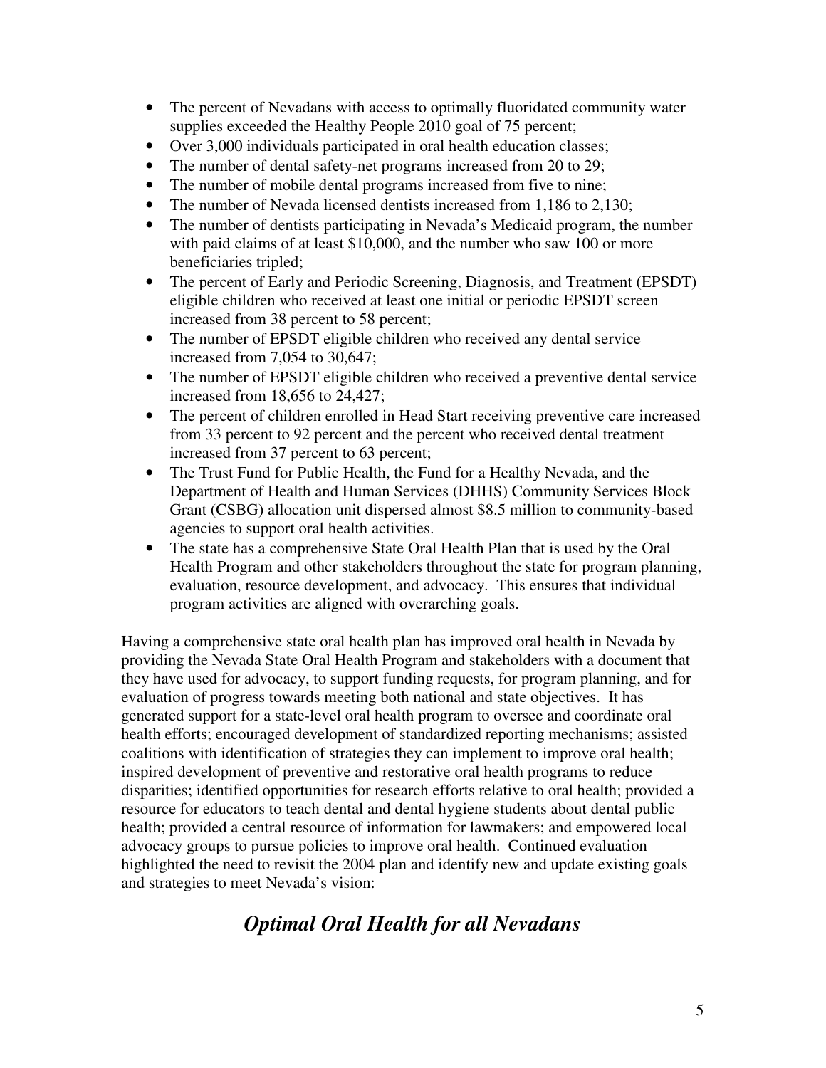- The percent of Nevadans with access to optimally fluoridated community water supplies exceeded the Healthy People 2010 goal of 75 percent;
- Over 3,000 individuals participated in oral health education classes;
- The number of dental safety-net programs increased from 20 to 29;
- The number of mobile dental programs increased from five to nine;
- The number of Nevada licensed dentists increased from 1,186 to 2,130;
- The number of dentists participating in Nevada's Medicaid program, the number with paid claims of at least $10,000, and the number who saw 100 or more beneficiaries tripled;
- The percent of Early and Periodic Screening, Diagnosis, and Treatment (EPSDT) eligible children who received at least one initial or periodic EPSDT screen increased from 38 percent to 58 percent;
- The number of EPSDT eligible children who received any dental service increased from 7,054 to 30,647;
- The number of EPSDT eligible children who received a preventive dental service increased from 18,656 to 24,427;
- The percent of children enrolled in Head Start receiving preventive care increased from 33 percent to 92 percent and the percent who received dental treatment increased from 37 percent to 63 percent;
- The Trust Fund for Public Health, the Fund for a Healthy Nevada, and the Department of Health and Human Services (DHHS) Community Services Block Grant (CSBG) allocation unit dispersed almost $8.5 million to community-based agencies to support oral health activities.
- The state has a comprehensive State Oral Health Plan that is used by the Oral Health Program and other stakeholders throughout the state for program planning, evaluation, resource development, and advocacy. This ensures that individual program activities are aligned with overarching goals.

Having a comprehensive state oral health plan has improved oral health in Nevada by providing the Nevada State Oral Health Program and stakeholders with a document that they have used for advocacy, to support funding requests, for program planning, and for evaluation of progress towards meeting both national and state objectives. It has generated support for a state-level oral health program to oversee and coordinate oral health efforts; encouraged development of standardized reporting mechanisms; assisted coalitions with identification of strategies they can implement to improve oral health; inspired development of preventive and restorative oral health programs to reduce disparities; identified opportunities for research efforts relative to oral health; provided a resource for educators to teach dental and dental hygiene students about dental public health; provided a central resource of information for lawmakers; and empowered local advocacy groups to pursue policies to improve oral health. Continued evaluation highlighted the need to revisit the 2004 plan and identify new and update existing goals and strategies to meet Nevada's vision:

## *Optimal Oral Health for all Nevadans*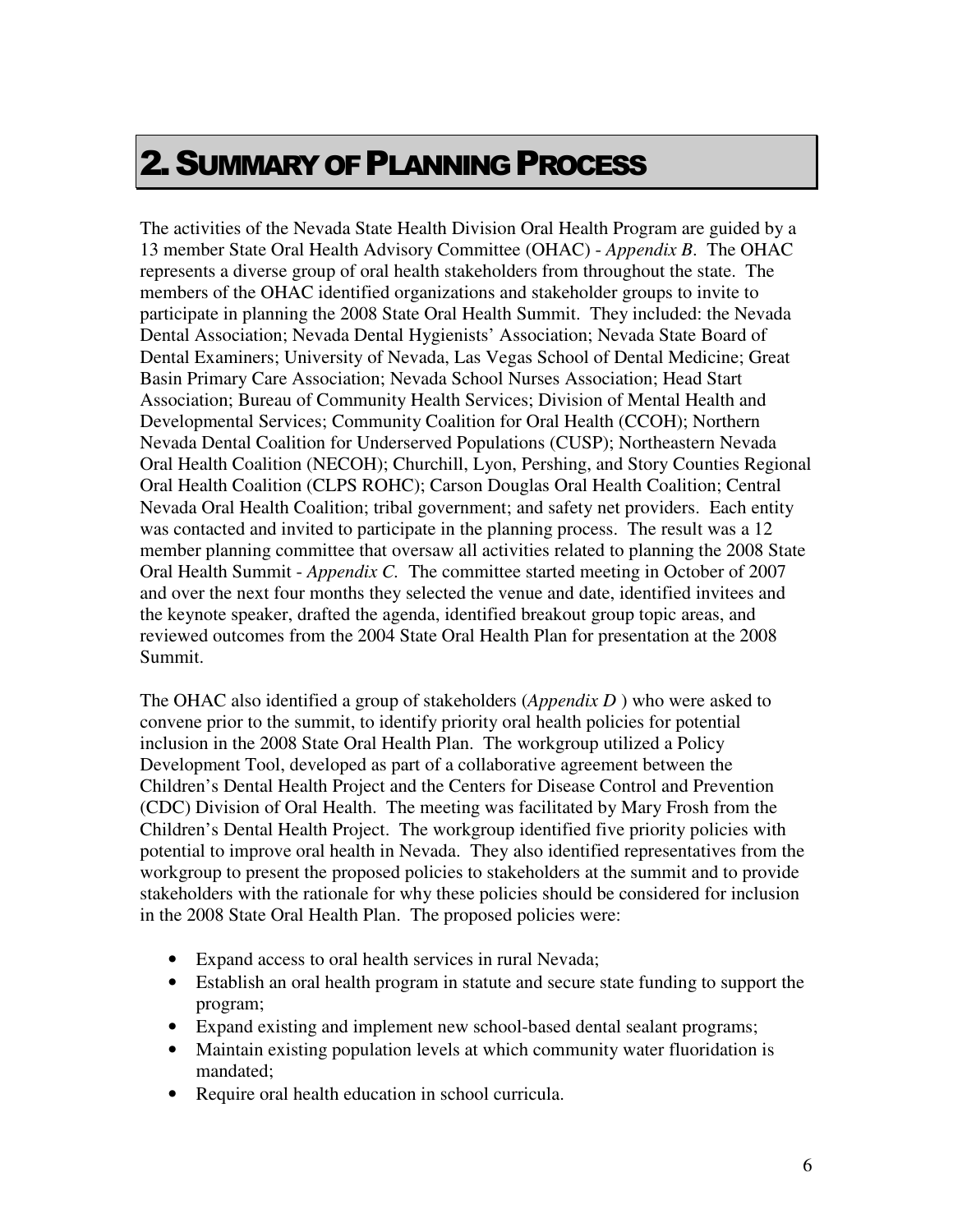# 2. Summary of Planning Process

The activities of the Nevada State Health Division Oral Health Program are guided by a 13 member State Oral Health Advisory Committee (OHAC) - *Appendix B*. The OHAC represents a diverse group of oral health stakeholders from throughout the state. The members of the OHAC identified organizations and stakeholder groups to invite to participate in planning the 2008 State Oral Health Summit. They included: the Nevada Dental Association; Nevada Dental Hygienists' Association; Nevada State Board of Dental Examiners; University of Nevada, Las Vegas School of Dental Medicine; Great Basin Primary Care Association; Nevada School Nurses Association; Head Start Association; Bureau of Community Health Services; Division of Mental Health and Developmental Services; Community Coalition for Oral Health (CCOH); Northern Nevada Dental Coalition for Underserved Populations (CUSP); Northeastern Nevada Oral Health Coalition (NECOH); Churchill, Lyon, Pershing, and Story Counties Regional Oral Health Coalition (CLPS ROHC); Carson Douglas Oral Health Coalition; Central Nevada Oral Health Coalition; tribal government; and safety net providers. Each entity was contacted and invited to participate in the planning process. The result was a 12 member planning committee that oversaw all activities related to planning the 2008 State Oral Health Summit - *Appendix C*. The committee started meeting in October of 2007 and over the next four months they selected the venue and date, identified invitees and the keynote speaker, drafted the agenda, identified breakout group topic areas, and reviewed outcomes from the 2004 State Oral Health Plan for presentation at the 2008 Summit.

The OHAC also identified a group of stakeholders (*Appendix D* ) who were asked to convene prior to the summit, to identify priority oral health policies for potential inclusion in the 2008 State Oral Health Plan. The workgroup utilized a Policy Development Tool, developed as part of a collaborative agreement between the Children's Dental Health Project and the Centers for Disease Control and Prevention (CDC) Division of Oral Health. The meeting was facilitated by Mary Frosh from the Children's Dental Health Project. The workgroup identified five priority policies with potential to improve oral health in Nevada. They also identified representatives from the workgroup to present the proposed policies to stakeholders at the summit and to provide stakeholders with the rationale for why these policies should be considered for inclusion in the 2008 State Oral Health Plan. The proposed policies were:

- Expand access to oral health services in rural Nevada;
- Establish an oral health program in statute and secure state funding to support the program;
- Expand existing and implement new school-based dental sealant programs;
- Maintain existing population levels at which community water fluoridation is mandated;
- Require oral health education in school curricula.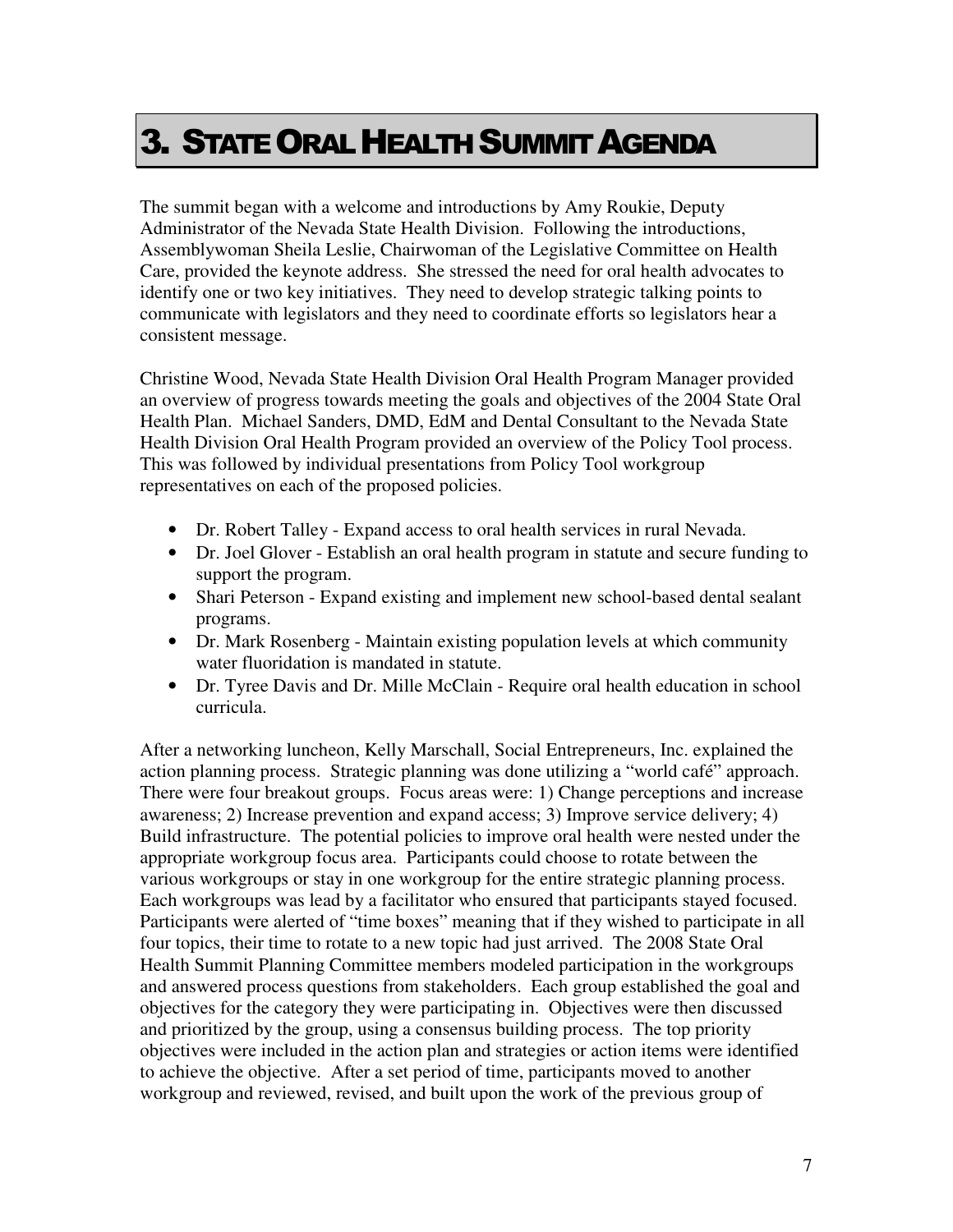# 3. STATE ORAL HEALTH SUMMIT AGENDA

The summit began with a welcome and introductions by Amy Roukie, Deputy Administrator of the Nevada State Health Division. Following the introductions, Assemblywoman Sheila Leslie, Chairwoman of the Legislative Committee on Health Care, provided the keynote address. She stressed the need for oral health advocates to identify one or two key initiatives. They need to develop strategic talking points to communicate with legislators and they need to coordinate efforts so legislators hear a consistent message.

Christine Wood, Nevada State Health Division Oral Health Program Manager provided an overview of progress towards meeting the goals and objectives of the 2004 State Oral Health Plan. Michael Sanders, DMD, EdM and Dental Consultant to the Nevada State Health Division Oral Health Program provided an overview of the Policy Tool process. This was followed by individual presentations from Policy Tool workgroup representatives on each of the proposed policies.

- Dr. Robert Talley - Expand access to oral health services in rural Nevada.
- Dr. Joel Glover - Establish an oral health program in statute and secure funding to support the program.
- Shari Peterson - Expand existing and implement new school-based dental sealant programs.
- Dr. Mark Rosenberg - Maintain existing population levels at which community water fluoridation is mandated in statute.
- Dr. Tyree Davis and Dr. Mille McClain - Require oral health education in school curricula.

After a networking luncheon, Kelly Marschall, Social Entrepreneurs, Inc. explained the action planning process. Strategic planning was done utilizing a "world café" approach. There were four breakout groups. Focus areas were: 1) Change perceptions and increase awareness; 2) Increase prevention and expand access; 3) Improve service delivery; 4) Build infrastructure. The potential policies to improve oral health were nested under the appropriate workgroup focus area. Participants could choose to rotate between the various workgroups or stay in one workgroup for the entire strategic planning process. Each workgroups was lead by a facilitator who ensured that participants stayed focused. Participants were alerted of "time boxes" meaning that if they wished to participate in all four topics, their time to rotate to a new topic had just arrived. The 2008 State Oral Health Summit Planning Committee members modeled participation in the workgroups and answered process questions from stakeholders. Each group established the goal and objectives for the category they were participating in. Objectives were then discussed and prioritized by the group, using a consensus building process. The top priority objectives were included in the action plan and strategies or action items were identified to achieve the objective. After a set period of time, participants moved to another workgroup and reviewed, revised, and built upon the work of the previous group of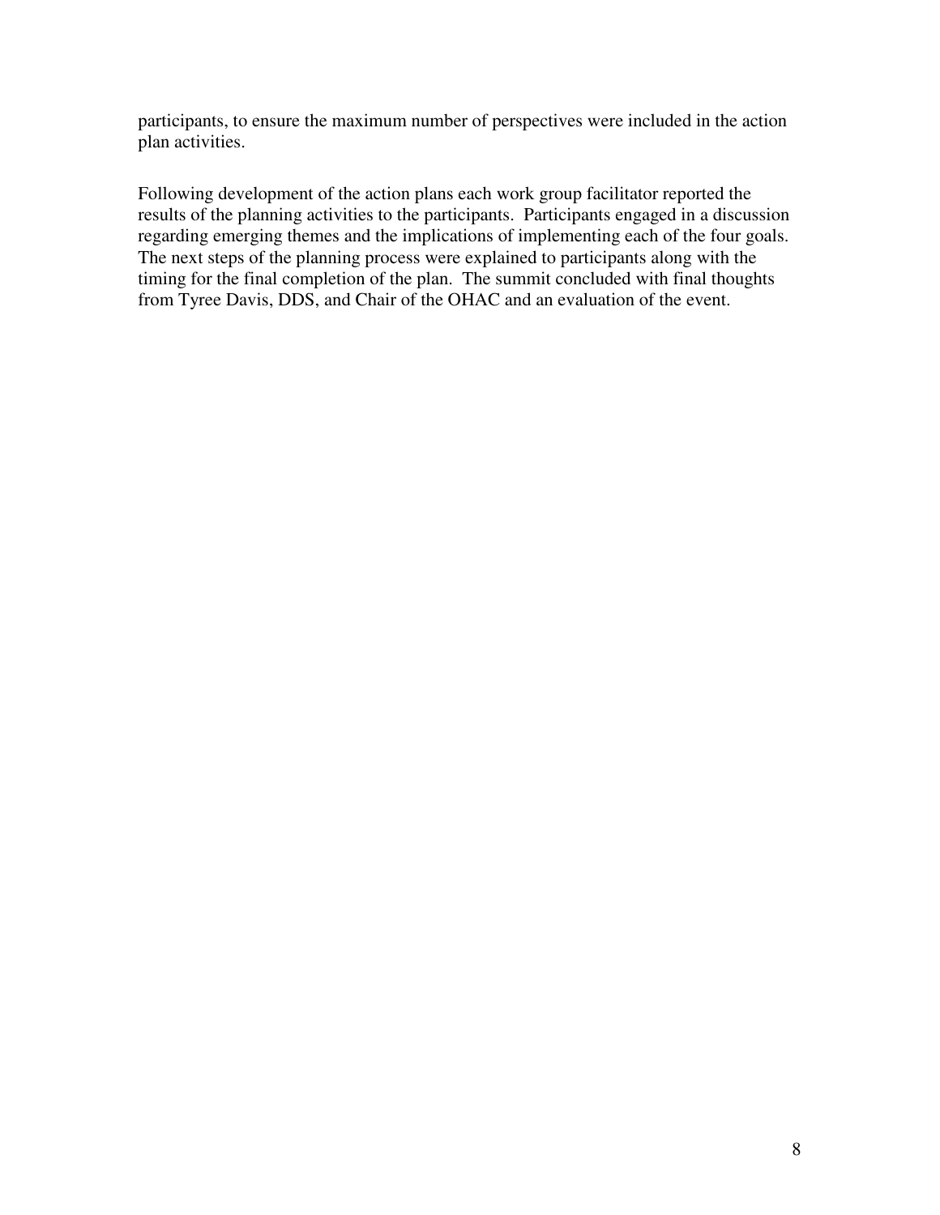participants, to ensure the maximum number of perspectives were included in the action plan activities.

Following development of the action plans each work group facilitator reported the results of the planning activities to the participants. Participants engaged in a discussion regarding emerging themes and the implications of implementing each of the four goals. The next steps of the planning process were explained to participants along with the timing for the final completion of the plan. The summit concluded with final thoughts from Tyree Davis, DDS, and Chair of the OHAC and an evaluation of the event.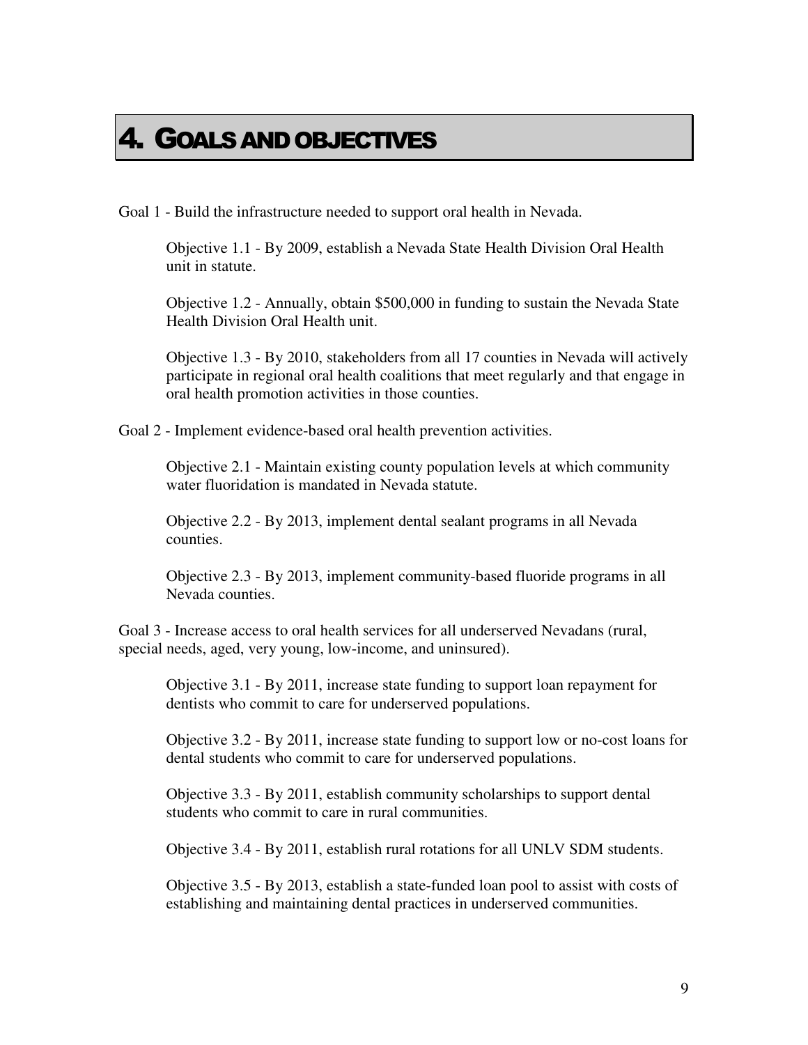# 4. GOALS AND OBJECTIVES

Goal 1 - Build the infrastructure needed to support oral health in Nevada.

Objective 1.1 - By 2009, establish a Nevada State Health Division Oral Health unit in statute.

Objective 1.2 - Annually, obtain $500,000 in funding to sustain the Nevada State Health Division Oral Health unit.

Objective 1.3 - By 2010, stakeholders from all 17 counties in Nevada will actively participate in regional oral health coalitions that meet regularly and that engage in oral health promotion activities in those counties.

Goal 2 - Implement evidence-based oral health prevention activities.

Objective 2.1 - Maintain existing county population levels at which community water fluoridation is mandated in Nevada statute.

Objective 2.2 - By 2013, implement dental sealant programs in all Nevada counties.

Objective 2.3 - By 2013, implement community-based fluoride programs in all Nevada counties.

Goal 3 - Increase access to oral health services for all underserved Nevadans (rural, special needs, aged, very young, low-income, and uninsured).

Objective 3.1 - By 2011, increase state funding to support loan repayment for dentists who commit to care for underserved populations.

Objective 3.2 - By 2011, increase state funding to support low or no-cost loans for dental students who commit to care for underserved populations.

Objective 3.3 - By 2011, establish community scholarships to support dental students who commit to care in rural communities.

Objective 3.4 - By 2011, establish rural rotations for all UNLV SDM students.

Objective 3.5 - By 2013, establish a state-funded loan pool to assist with costs of establishing and maintaining dental practices in underserved communities.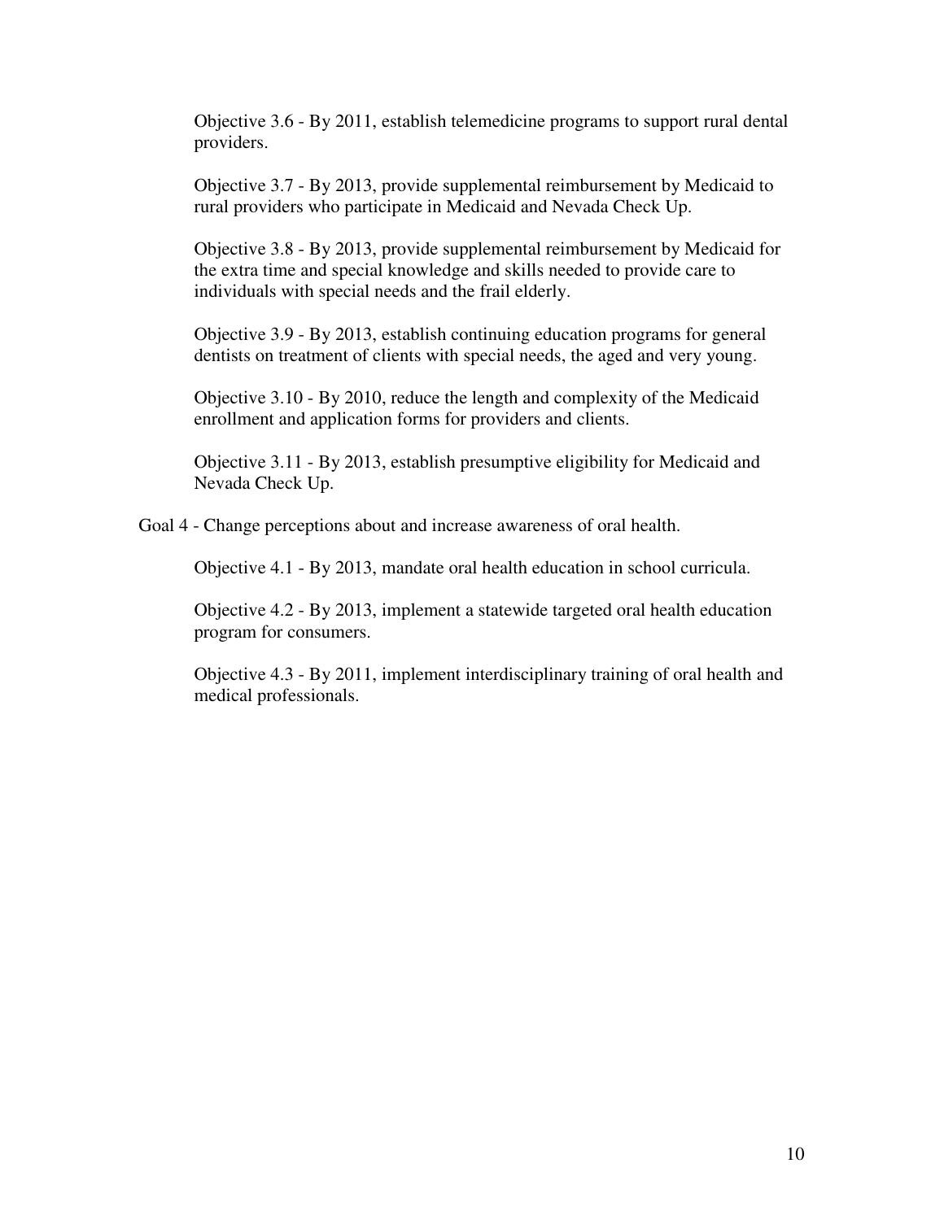Objective 3.6 - By 2011, establish telemedicine programs to support rural dental providers.

Objective 3.7 - By 2013, provide supplemental reimbursement by Medicaid to rural providers who participate in Medicaid and Nevada Check Up.

Objective 3.8 - By 2013, provide supplemental reimbursement by Medicaid for the extra time and special knowledge and skills needed to provide care to individuals with special needs and the frail elderly.

Objective 3.9 - By 2013, establish continuing education programs for general dentists on treatment of clients with special needs, the aged and very young.

Objective 3.10 - By 2010, reduce the length and complexity of the Medicaid enrollment and application forms for providers and clients.

Objective 3.11 - By 2013, establish presumptive eligibility for Medicaid and Nevada Check Up.

Goal 4 - Change perceptions about and increase awareness of oral health.

Objective 4.1 - By 2013, mandate oral health education in school curricula.

Objective 4.2 - By 2013, implement a statewide targeted oral health education program for consumers.

Objective 4.3 - By 2011, implement interdisciplinary training of oral health and medical professionals.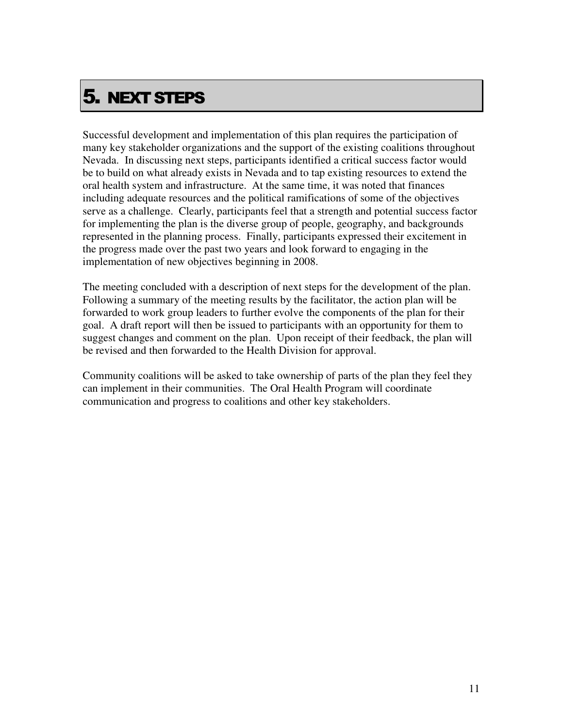# 5. NEXT STEPS

Successful development and implementation of this plan requires the participation of many key stakeholder organizations and the support of the existing coalitions throughout Nevada. In discussing next steps, participants identified a critical success factor would be to build on what already exists in Nevada and to tap existing resources to extend the oral health system and infrastructure. At the same time, it was noted that finances including adequate resources and the political ramifications of some of the objectives serve as a challenge. Clearly, participants feel that a strength and potential success factor for implementing the plan is the diverse group of people, geography, and backgrounds represented in the planning process. Finally, participants expressed their excitement in the progress made over the past two years and look forward to engaging in the implementation of new objectives beginning in 2008.

The meeting concluded with a description of next steps for the development of the plan. Following a summary of the meeting results by the facilitator, the action plan will be forwarded to work group leaders to further evolve the components of the plan for their goal. A draft report will then be issued to participants with an opportunity for them to suggest changes and comment on the plan. Upon receipt of their feedback, the plan will be revised and then forwarded to the Health Division for approval.

Community coalitions will be asked to take ownership of parts of the plan they feel they can implement in their communities. The Oral Health Program will coordinate communication and progress to coalitions and other key stakeholders.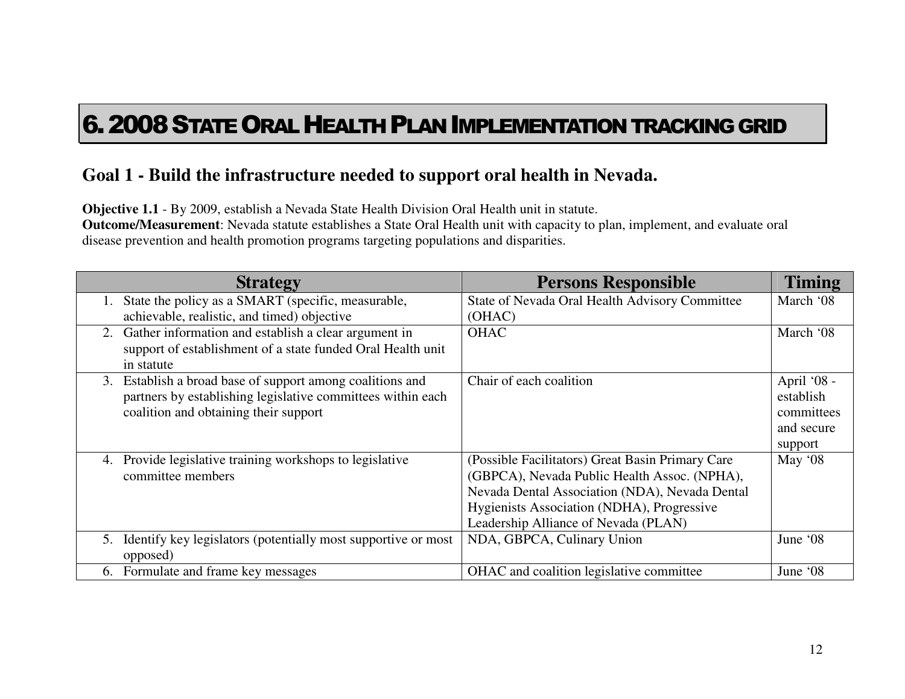# 6. 2008 State Oral Health Plan Implementation Tracking Grid

## Goal 1 - Build the infrastructure needed to support oral health in Nevada.

**Objective 1.1** - By 2009, establish a Nevada State Health Division Oral Health unit in statute.
**Outcome/Measurement**: Nevada statute establishes a State Oral Health unit with capacity to plan, implement, and evaluate oral disease prevention and health promotion programs targeting populations and disparities.

| Strategy | Persons Responsible | Timing |
|---|---|---|
| 1. State the policy as a SMART (specific, measurable, achievable, realistic, and timed) objective | State of Nevada Oral Health Advisory Committee (OHAC) | March '08 |
| 2. Gather information and establish a clear argument in support of establishment of a state funded Oral Health unit in statute | OHAC | March '08 |
| 3. Establish a broad base of support among coalitions and partners by establishing legislative committees within each coalition and obtaining their support | Chair of each coalition | April '08 - establish committees and secure support |
| 4. Provide legislative training workshops to legislative committee members | (Possible Facilitators) Great Basin Primary Care (GBPCA), Nevada Public Health Assoc. (NPHA), Nevada Dental Association (NDA), Nevada Dental Hygienists Association (NDHA), Progressive Leadership Alliance of Nevada (PLAN) | May '08 |
| 5. Identify key legislators (potentially most supportive or most opposed) | NDA, GBPCA, Culinary Union | June '08 |
| 6. Formulate and frame key messages | OHAC and coalition legislative committee | June '08 |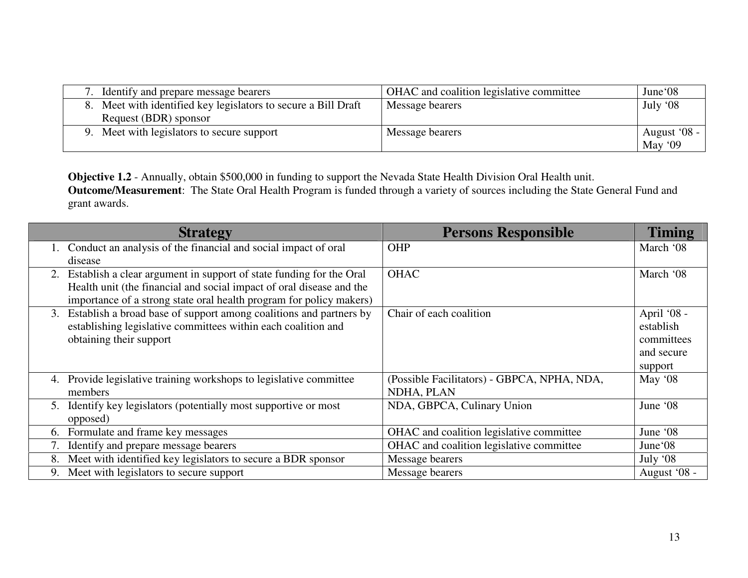| Strategy | Persons Responsible | Timing |
|---|---|---|
| 7. Identify and prepare message bearers | OHAC and coalition legislative committee | June'08 |
| 8. Meet with identified key legislators to secure a Bill Draft Request (BDR) sponsor | Message bearers | July '08 |
| 9. Meet with legislators to secure support | Message bearers | August '08 - May '09 |

**Objective 1.2** - Annually, obtain $500,000 in funding to support the Nevada State Health Division Oral Health unit.
**Outcome/Measurement**: The State Oral Health Program is funded through a variety of sources including the State General Fund and grant awards.

| Strategy | Persons Responsible | Timing |
|---|---|---|
| 1. Conduct an analysis of the financial and social impact of oral disease | OHP | March '08 |
| 2. Establish a clear argument in support of state funding for the Oral Health unit (the financial and social impact of oral disease and the importance of a strong state oral health program for policy makers) | OHAC | March '08 |
| 3. Establish a broad base of support among coalitions and partners by establishing legislative committees within each coalition and obtaining their support | Chair of each coalition | April '08 - establish committees and secure support |
| 4. Provide legislative training workshops to legislative committee members | (Possible Facilitators) - GBPCA, NPHA, NDA, NDHA, PLAN | May '08 |
| 5. Identify key legislators (potentially most supportive or most opposed) | NDA, GBPCA, Culinary Union | June '08 |
| 6. Formulate and frame key messages | OHAC and coalition legislative committee | June '08 |
| 7. Identify and prepare message bearers | OHAC and coalition legislative committee | June'08 |
| 8. Meet with identified key legislators to secure a BDR sponsor | Message bearers | July '08 |
| 9. Meet with legislators to secure support | Message bearers | August '08 - |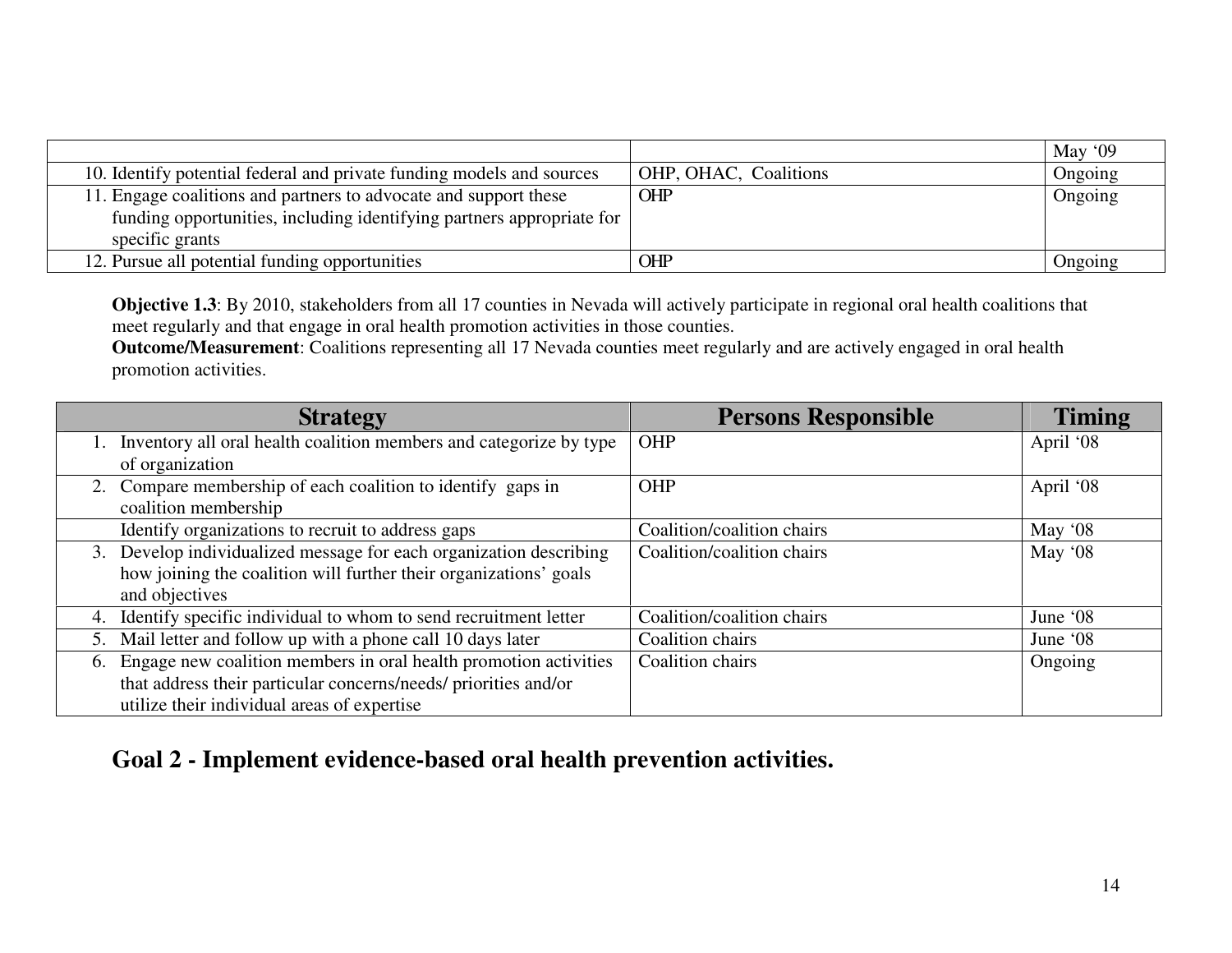| | | |
|---|---|---|
| | | May '09 |
| 10. Identify potential federal and private funding models and sources | OHP, OHAC, Coalitions | Ongoing |
| 11. Engage coalitions and partners to advocate and support these funding opportunities, including identifying partners appropriate for specific grants | OHP | Ongoing |
| 12. Pursue all potential funding opportunities | OHP | Ongoing |

**Objective 1.3**: By 2010, stakeholders from all 17 counties in Nevada will actively participate in regional oral health coalitions that meet regularly and that engage in oral health promotion activities in those counties.
**Outcome/Measurement**: Coalitions representing all 17 Nevada counties meet regularly and are actively engaged in oral health promotion activities.

| Strategy | Persons Responsible | Timing |
|---|---|---|
| 1. Inventory all oral health coalition members and categorize by type of organization | OHP | April '08 |
| 2. Compare membership of each coalition to identify gaps in coalition membership | OHP | April '08 |
| Identify organizations to recruit to address gaps | Coalition/coalition chairs | May '08 |
| 3. Develop individualized message for each organization describing how joining the coalition will further their organizations' goals and objectives | Coalition/coalition chairs | May '08 |
| 4. Identify specific individual to whom to send recruitment letter | Coalition/coalition chairs | June '08 |
| 5. Mail letter and follow up with a phone call 10 days later | Coalition chairs | June '08 |
| 6. Engage new coalition members in oral health promotion activities that address their particular concerns/needs/ priorities and/or utilize their individual areas of expertise | Coalition chairs | Ongoing |

## Goal 2 - Implement evidence-based oral health prevention activities.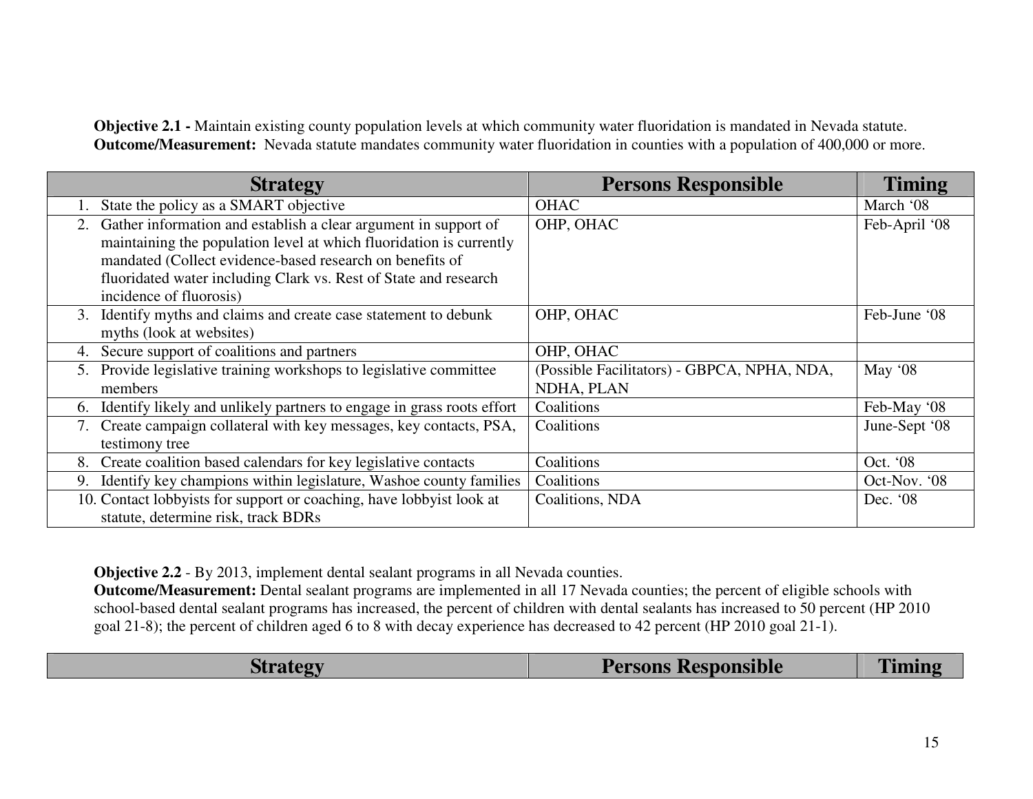**Objective 2.1 -** Maintain existing county population levels at which community water fluoridation is mandated in Nevada statute.
**Outcome/Measurement:** Nevada statute mandates community water fluoridation in counties with a population of 400,000 or more.

| Strategy | Persons Responsible | Timing |
|---|---|---|
| 1. State the policy as a SMART objective | OHAC | March '08 |
| 2. Gather information and establish a clear argument in support of maintaining the population level at which fluoridation is currently mandated (Collect evidence-based research on benefits of fluoridated water including Clark vs. Rest of State and research incidence of fluorosis) | OHP, OHAC | Feb-April '08 |
| 3. Identify myths and claims and create case statement to debunk myths (look at websites) | OHP, OHAC | Feb-June '08 |
| 4. Secure support of coalitions and partners | OHP, OHAC | |
| 5. Provide legislative training workshops to legislative committee members | (Possible Facilitators) - GBPCA, NPHA, NDA, NDHA, PLAN | May '08 |
| 6. Identify likely and unlikely partners to engage in grass roots effort | Coalitions | Feb-May '08 |
| 7. Create campaign collateral with key messages, key contacts, PSA, testimony tree | Coalitions | June-Sept '08 |
| 8. Create coalition based calendars for key legislative contacts | Coalitions | Oct. '08 |
| 9. Identify key champions within legislature, Washoe county families | Coalitions | Oct-Nov. '08 |
| 10. Contact lobbyists for support or coaching, have lobbyist look at statute, determine risk, track BDRs | Coalitions, NDA | Dec. '08 |

**Objective 2.2** - By 2013, implement dental sealant programs in all Nevada counties.
**Outcome/Measurement:** Dental sealant programs are implemented in all 17 Nevada counties; the percent of eligible schools with school-based dental sealant programs has increased, the percent of children with dental sealants has increased to 50 percent (HP 2010 goal 21-8); the percent of children aged 6 to 8 with decay experience has decreased to 42 percent (HP 2010 goal 21-1).

| Strategy | Persons Responsible | Timing |
|---|---|---|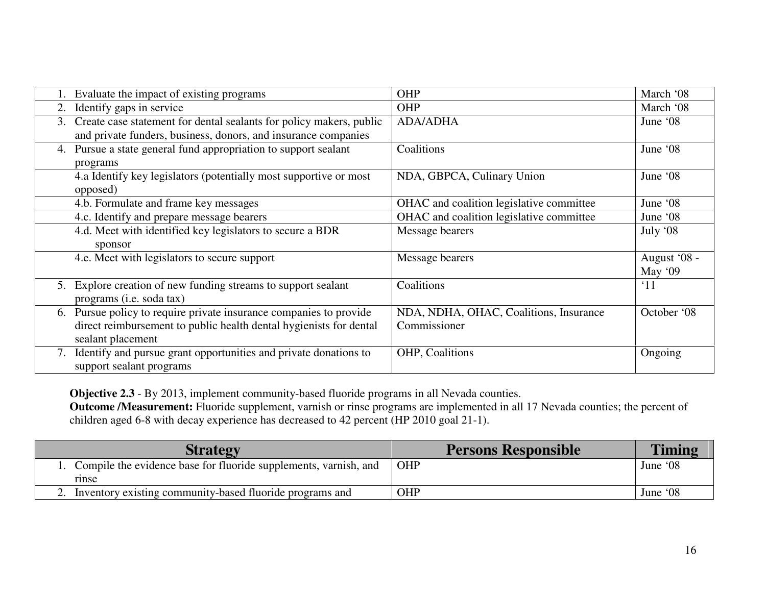| Strategy | Persons Responsible | Timing |
|---|---|---|
| 1. Evaluate the impact of existing programs | OHP | March '08 |
| 2. Identify gaps in service | OHP | March '08 |
| 3. Create case statement for dental sealants for policy makers, public and private funders, business, donors, and insurance companies | ADA/ADHA | June '08 |
| 4. Pursue a state general fund appropriation to support sealant programs | Coalitions | June '08 |
| 4.a Identify key legislators (potentially most supportive or most opposed) | NDA, GBPCA, Culinary Union | June '08 |
| 4.b. Formulate and frame key messages | OHAC and coalition legislative committee | June '08 |
| 4.c. Identify and prepare message bearers | OHAC and coalition legislative committee | June '08 |
| 4.d. Meet with identified key legislators to secure a BDR sponsor | Message bearers | July '08 |
| 4.e. Meet with legislators to secure support | Message bearers | August '08 - May '09 |
| 5. Explore creation of new funding streams to support sealant programs (i.e. soda tax) | Coalitions | '11 |
| 6. Pursue policy to require private insurance companies to provide direct reimbursement to public health dental hygienists for dental sealant placement | NDA, NDHA, OHAC, Coalitions, Insurance Commissioner | October '08 |
| 7. Identify and pursue grant opportunities and private donations to support sealant programs | OHP, Coalitions | Ongoing |

**Objective 2.3** - By 2013, implement community-based fluoride programs in all Nevada counties.
**Outcome /Measurement:** Fluoride supplement, varnish or rinse programs are implemented in all 17 Nevada counties; the percent of children aged 6-8 with decay experience has decreased to 42 percent (HP 2010 goal 21-1).

| Strategy | Persons Responsible | Timing |
|---|---|---|
| 1. Compile the evidence base for fluoride supplements, varnish, and rinse | OHP | June '08 |
| 2. Inventory existing community-based fluoride programs and | OHP | June '08 |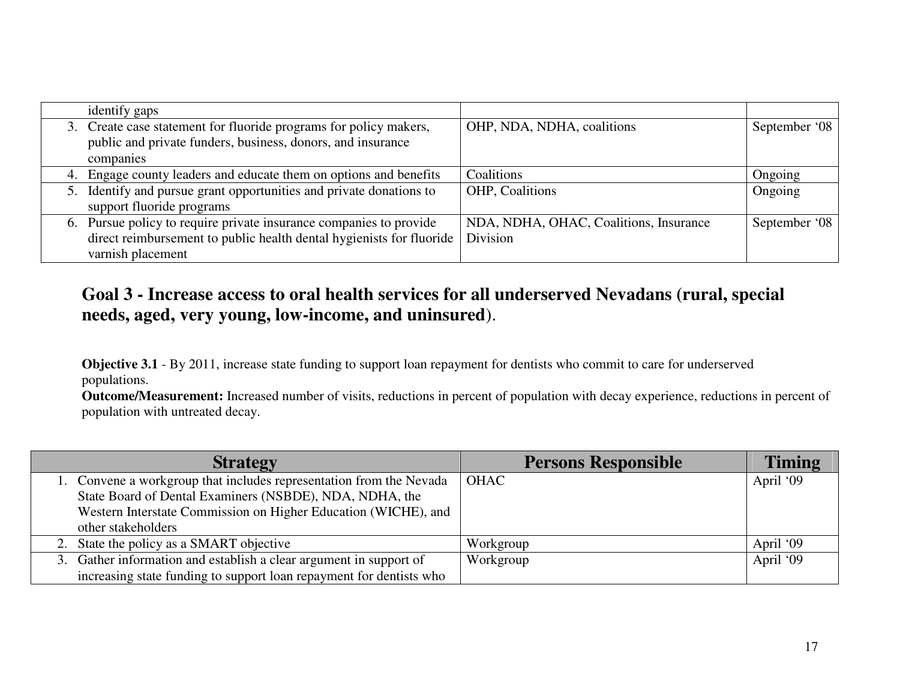| | | |
|---|---|---|
| identify gaps | | |
| 3. Create case statement for fluoride programs for policy makers, public and private funders, business, donors, and insurance companies | OHP, NDA, NDHA, coalitions | September '08 |
| 4. Engage county leaders and educate them on options and benefits | Coalitions | Ongoing |
| 5. Identify and pursue grant opportunities and private donations to support fluoride programs | OHP, Coalitions | Ongoing |
| 6. Pursue policy to require private insurance companies to provide direct reimbursement to public health dental hygienists for fluoride varnish placement | NDA, NDHA, OHAC, Coalitions, Insurance Division | September '08 |

## Goal 3 - Increase access to oral health services for all underserved Nevadans (rural, special needs, aged, very young, low-income, and uninsured).

**Objective 3.1** - By 2011, increase state funding to support loan repayment for dentists who commit to care for underserved populations.

**Outcome/Measurement:** Increased number of visits, reductions in percent of population with decay experience, reductions in percent of population with untreated decay.

| Strategy | Persons Responsible | Timing |
|---|---|---|
| 1. Convene a workgroup that includes representation from the Nevada State Board of Dental Examiners (NSBDE), NDA, NDHA, the Western Interstate Commission on Higher Education (WICHE), and other stakeholders | OHAC | April '09 |
| 2. State the policy as a SMART objective | Workgroup | April '09 |
| 3. Gather information and establish a clear argument in support of increasing state funding to support loan repayment for dentists who | Workgroup | April '09 |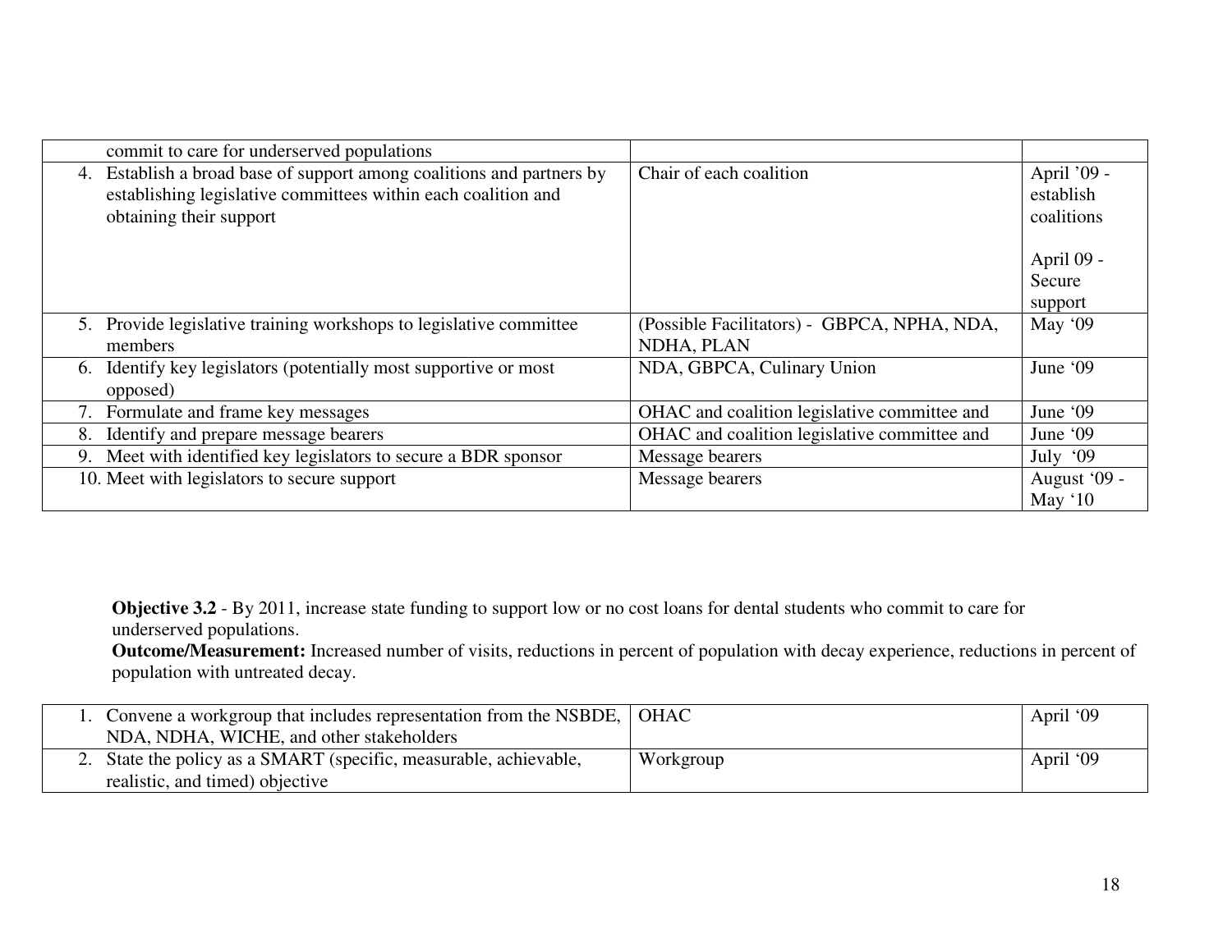| | | |
|---|---|---|
| commit to care for underserved populations | | |
| 4. Establish a broad base of support among coalitions and partners by establishing legislative committees within each coalition and obtaining their support | Chair of each coalition | April '09 - establish coalitions<br><br>April 09 - Secure support |
| 5. Provide legislative training workshops to legislative committee members | (Possible Facilitators) - GBPCA, NPHA, NDA, NDHA, PLAN | May '09 |
| 6. Identify key legislators (potentially most supportive or most opposed) | NDA, GBPCA, Culinary Union | June '09 |
| 7. Formulate and frame key messages | OHAC and coalition legislative committee and | June '09 |
| 8. Identify and prepare message bearers | OHAC and coalition legislative committee and | June '09 |
| 9. Meet with identified key legislators to secure a BDR sponsor | Message bearers | July '09 |
| 10. Meet with legislators to secure support | Message bearers | August '09 - May '10 |

**Objective 3.2** - By 2011, increase state funding to support low or no cost loans for dental students who commit to care for underserved populations.
**Outcome/Measurement:** Increased number of visits, reductions in percent of population with decay experience, reductions in percent of population with untreated decay.

| | | |
|---|---|---|
| 1. Convene a workgroup that includes representation from the NSBDE, NDA, NDHA, WICHE, and other stakeholders | OHAC | April '09 |
| 2. State the policy as a SMART (specific, measurable, achievable, realistic, and timed) objective | Workgroup | April '09 |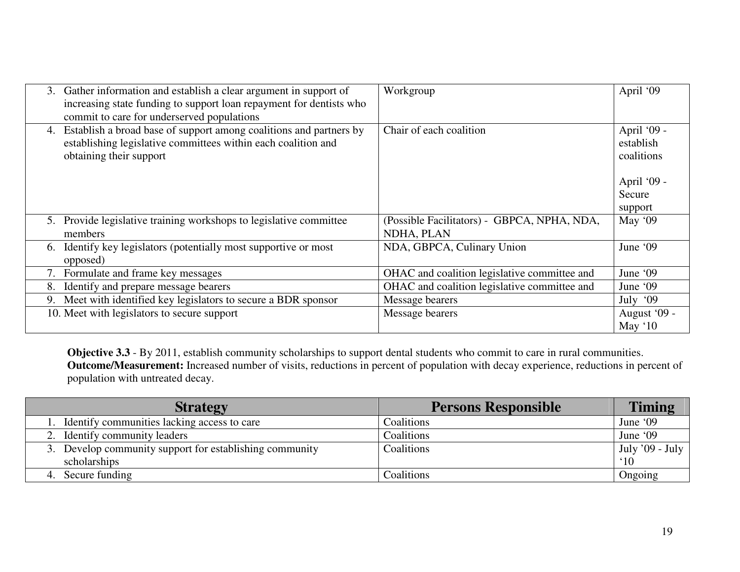| Strategy | Persons Responsible | Timing |
|---|---|---|
| 3. Gather information and establish a clear argument in support of increasing state funding to support loan repayment for dentists who commit to care for underserved populations | Workgroup | April '09 |
| 4. Establish a broad base of support among coalitions and partners by establishing legislative committees within each coalition and obtaining their support | Chair of each coalition | April '09 - establish coalitions<br><br>April '09 - Secure support |
| 5. Provide legislative training workshops to legislative committee members | (Possible Facilitators) - GBPCA, NPHA, NDA, NDHA, PLAN | May '09 |
| 6. Identify key legislators (potentially most supportive or most opposed) | NDA, GBPCA, Culinary Union | June '09 |
| 7. Formulate and frame key messages | OHAC and coalition legislative committee and | June '09 |
| 8. Identify and prepare message bearers | OHAC and coalition legislative committee and | June '09 |
| 9. Meet with identified key legislators to secure a BDR sponsor | Message bearers | July '09 |
| 10. Meet with legislators to secure support | Message bearers | August '09 - May '10 |

**Objective 3.3** - By 2011, establish community scholarships to support dental students who commit to care in rural communities.
**Outcome/Measurement:** Increased number of visits, reductions in percent of population with decay experience, reductions in percent of population with untreated decay.

| Strategy | Persons Responsible | Timing |
|---|---|---|
| 1. Identify communities lacking access to care | Coalitions | June '09 |
| 2. Identify community leaders | Coalitions | June '09 |
| 3. Develop community support for establishing community scholarships | Coalitions | July '09 - July '10 |
| 4. Secure funding | Coalitions | Ongoing |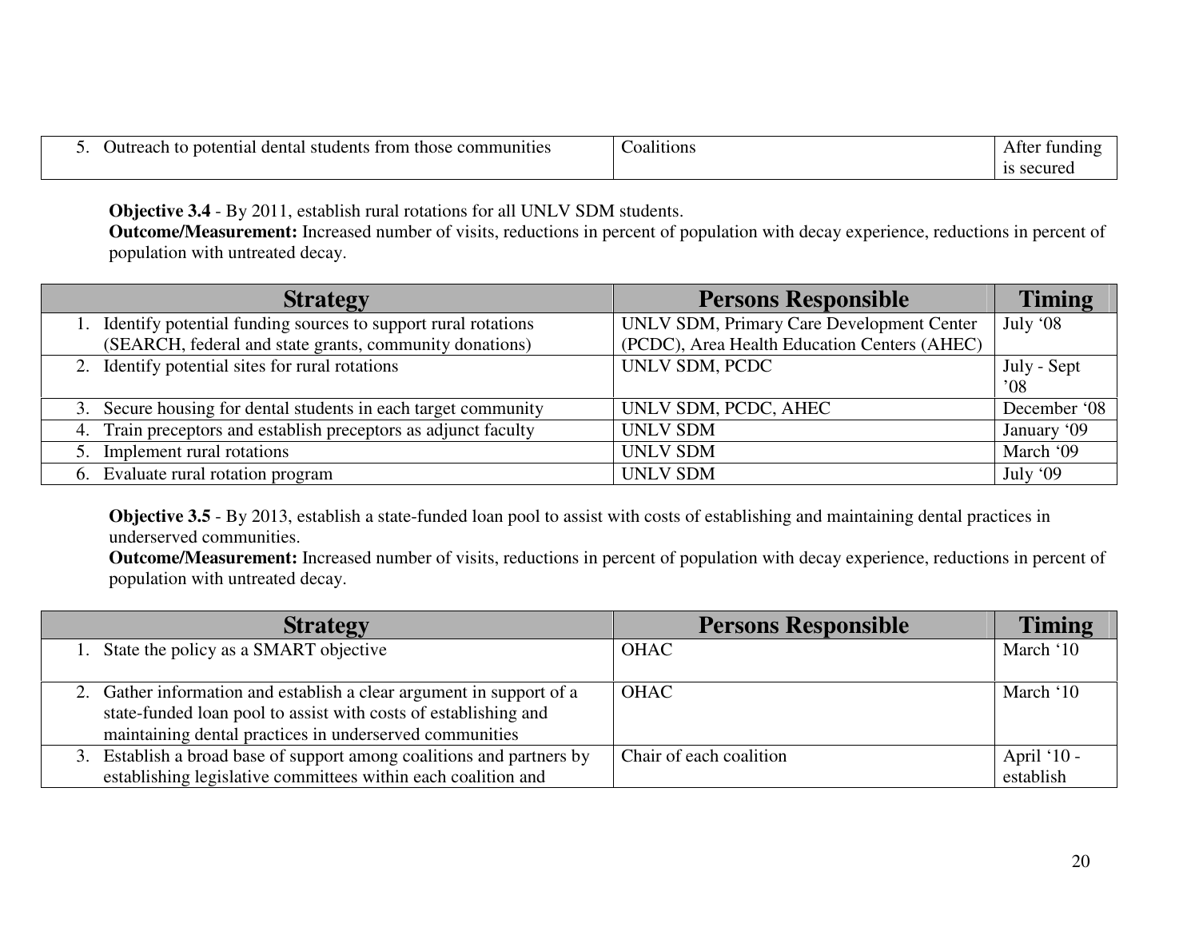| | | |
|---|---|---|
| 5. Outreach to potential dental students from those communities | Coalitions | After funding is secured |

**Objective 3.4** - By 2011, establish rural rotations for all UNLV SDM students.
**Outcome/Measurement:** Increased number of visits, reductions in percent of population with decay experience, reductions in percent of population with untreated decay.

| Strategy | Persons Responsible | Timing |
|---|---|---|
| 1. Identify potential funding sources to support rural rotations (SEARCH, federal and state grants, community donations) | UNLV SDM, Primary Care Development Center (PCDC), Area Health Education Centers (AHEC) | July '08 |
| 2. Identify potential sites for rural rotations | UNLV SDM, PCDC | July - Sept '08 |
| 3. Secure housing for dental students in each target community | UNLV SDM, PCDC, AHEC | December '08 |
| 4. Train preceptors and establish preceptors as adjunct faculty | UNLV SDM | January '09 |
| 5. Implement rural rotations | UNLV SDM | March '09 |
| 6. Evaluate rural rotation program | UNLV SDM | July '09 |

**Objective 3.5** - By 2013, establish a state-funded loan pool to assist with costs of establishing and maintaining dental practices in underserved communities.
**Outcome/Measurement:** Increased number of visits, reductions in percent of population with decay experience, reductions in percent of population with untreated decay.

| Strategy | Persons Responsible | Timing |
|---|---|---|
| 1. State the policy as a SMART objective | OHAC | March '10 |
| 2. Gather information and establish a clear argument in support of a state-funded loan pool to assist with costs of establishing and maintaining dental practices in underserved communities | OHAC | March '10 |
| 3. Establish a broad base of support among coalitions and partners by establishing legislative committees within each coalition and | Chair of each coalition | April '10 - establish |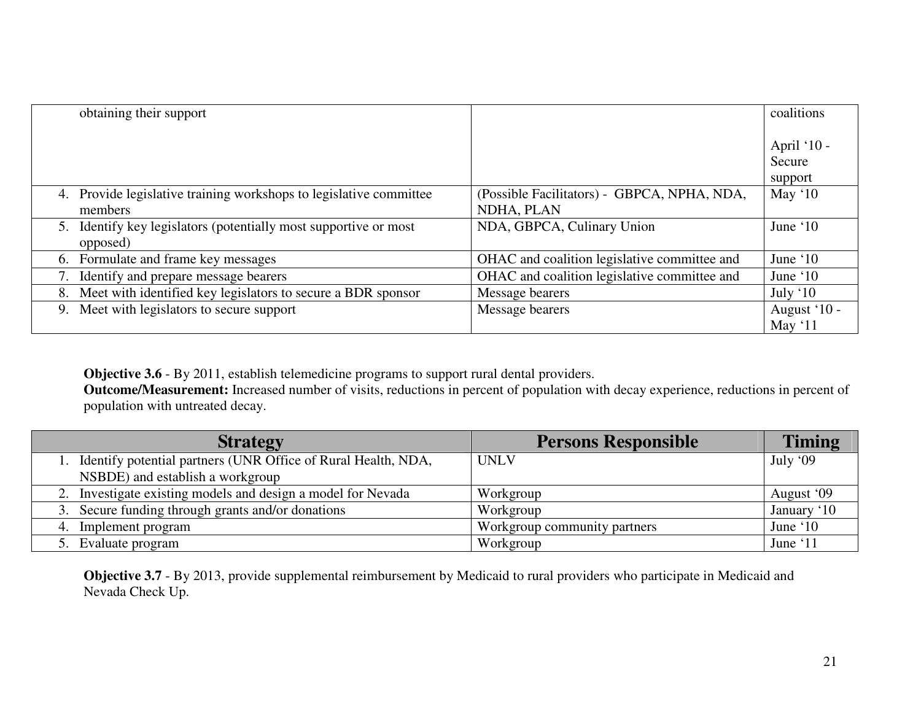| | | |
|---|---|---|
| obtaining their support | | coalitions<br><br>April '10 - Secure support |
| 4. Provide legislative training workshops to legislative committee members | (Possible Facilitators) - GBPCA, NPHA, NDA, NDHA, PLAN | May '10 |
| 5. Identify key legislators (potentially most supportive or most opposed) | NDA, GBPCA, Culinary Union | June '10 |
| 6. Formulate and frame key messages | OHAC and coalition legislative committee and | June '10 |
| 7. Identify and prepare message bearers | OHAC and coalition legislative committee and | June '10 |
| 8. Meet with identified key legislators to secure a BDR sponsor | Message bearers | July '10 |
| 9. Meet with legislators to secure support | Message bearers | August '10 - May '11 |

**Objective 3.6** - By 2011, establish telemedicine programs to support rural dental providers.
**Outcome/Measurement:** Increased number of visits, reductions in percent of population with decay experience, reductions in percent of population with untreated decay.

| Strategy | Persons Responsible | Timing |
|---|---|---|
| 1. Identify potential partners (UNR Office of Rural Health, NDA, NSBDE) and establish a workgroup | UNLV | July '09 |
| 2. Investigate existing models and design a model for Nevada | Workgroup | August '09 |
| 3. Secure funding through grants and/or donations | Workgroup | January '10 |
| 4. Implement program | Workgroup community partners | June '10 |
| 5. Evaluate program | Workgroup | June '11 |

**Objective 3.7** - By 2013, provide supplemental reimbursement by Medicaid to rural providers who participate in Medicaid and Nevada Check Up.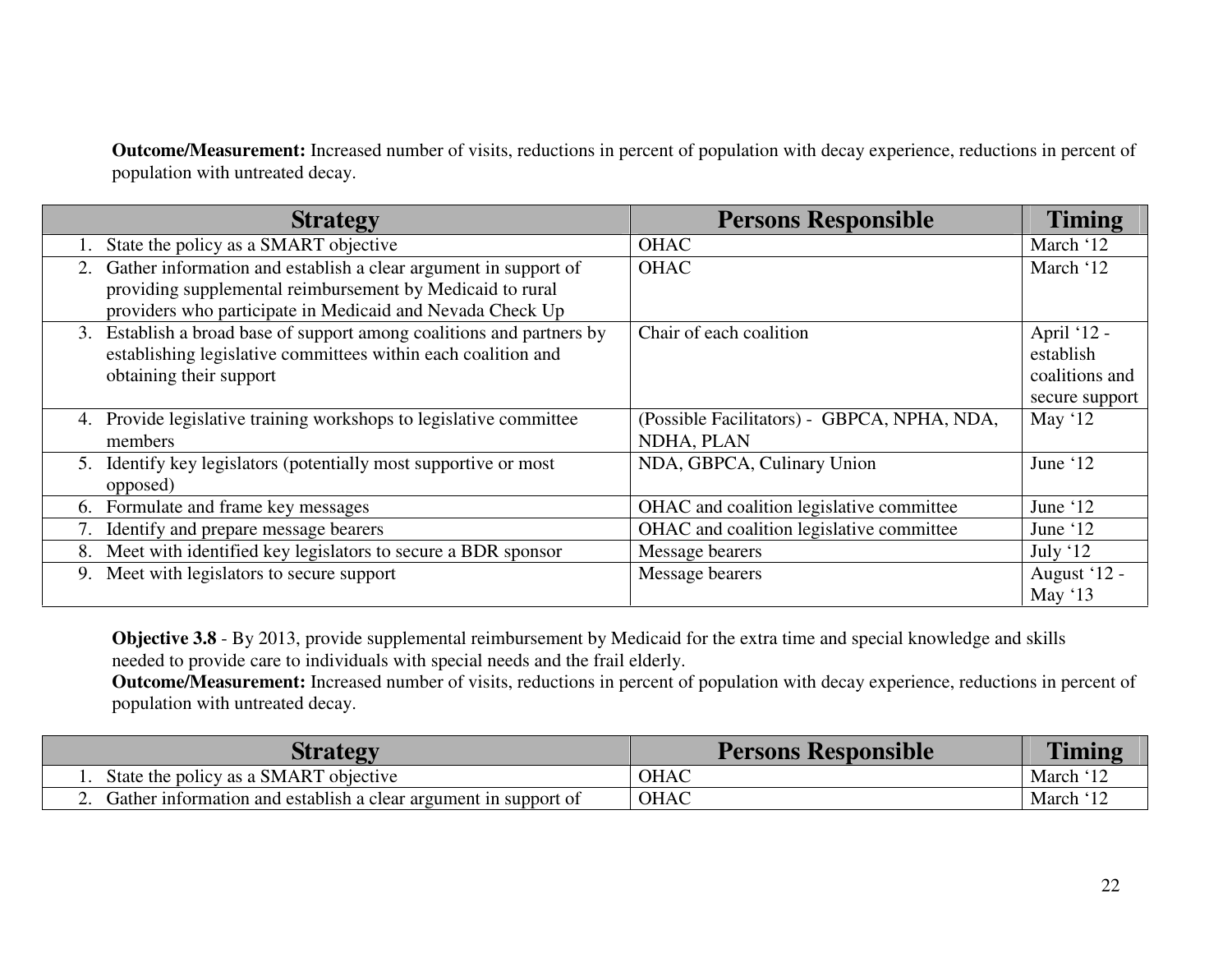**Outcome/Measurement:** Increased number of visits, reductions in percent of population with decay experience, reductions in percent of population with untreated decay.

| Strategy | Persons Responsible | Timing |
|---|---|---|
| 1. State the policy as a SMART objective | OHAC | March '12 |
| 2. Gather information and establish a clear argument in support of providing supplemental reimbursement by Medicaid to rural providers who participate in Medicaid and Nevada Check Up | OHAC | March '12 |
| 3. Establish a broad base of support among coalitions and partners by establishing legislative committees within each coalition and obtaining their support | Chair of each coalition | April '12 - establish coalitions and secure support |
| 4. Provide legislative training workshops to legislative committee members | (Possible Facilitators) - GBPCA, NPHA, NDA, NDHA, PLAN | May '12 |
| 5. Identify key legislators (potentially most supportive or most opposed) | NDA, GBPCA, Culinary Union | June '12 |
| 6. Formulate and frame key messages | OHAC and coalition legislative committee | June '12 |
| 7. Identify and prepare message bearers | OHAC and coalition legislative committee | June '12 |
| 8. Meet with identified key legislators to secure a BDR sponsor | Message bearers | July '12 |
| 9. Meet with legislators to secure support | Message bearers | August '12 - May '13 |

**Objective 3.8** - By 2013, provide supplemental reimbursement by Medicaid for the extra time and special knowledge and skills needed to provide care to individuals with special needs and the frail elderly.
**Outcome/Measurement:** Increased number of visits, reductions in percent of population with decay experience, reductions in percent of population with untreated decay.

| Strategy | Persons Responsible | Timing |
|---|---|---|
| 1. State the policy as a SMART objective | OHAC | March '12 |
| 2. Gather information and establish a clear argument in support of | OHAC | March '12 |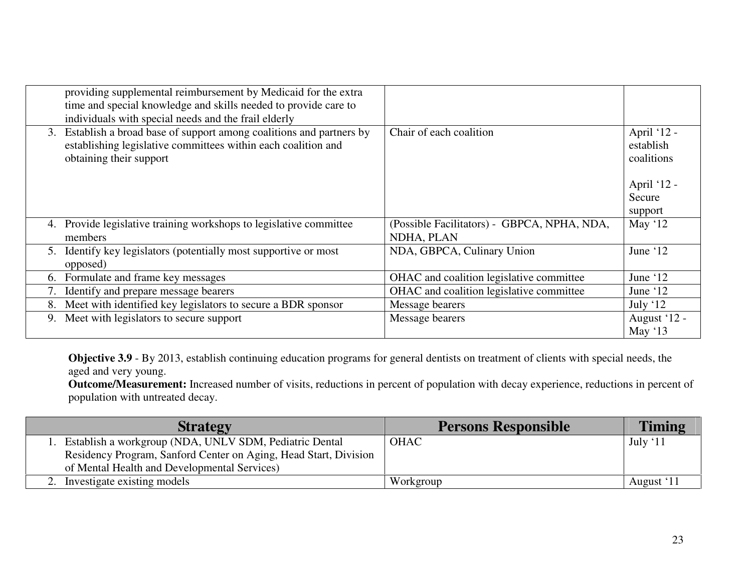| Strategy | Persons Responsible | Timing |
|---|---|---|
| providing supplemental reimbursement by Medicaid for the extra time and special knowledge and skills needed to provide care to individuals with special needs and the frail elderly | | |
| 3. Establish a broad base of support among coalitions and partners by establishing legislative committees within each coalition and obtaining their support | Chair of each coalition | April '12 - establish coalitions<br><br>April '12 - Secure support |
| 4. Provide legislative training workshops to legislative committee members | (Possible Facilitators) - GBPCA, NPHA, NDA, NDHA, PLAN | May '12 |
| 5. Identify key legislators (potentially most supportive or most opposed) | NDA, GBPCA, Culinary Union | June '12 |
| 6. Formulate and frame key messages | OHAC and coalition legislative committee | June '12 |
| 7. Identify and prepare message bearers | OHAC and coalition legislative committee | June '12 |
| 8. Meet with identified key legislators to secure a BDR sponsor | Message bearers | July '12 |
| 9. Meet with legislators to secure support | Message bearers | August '12 - May '13 |

**Objective 3.9** - By 2013, establish continuing education programs for general dentists on treatment of clients with special needs, the aged and very young.

**Outcome/Measurement:** Increased number of visits, reductions in percent of population with decay experience, reductions in percent of population with untreated decay.

| Strategy | Persons Responsible | Timing |
|---|---|---|
| 1. Establish a workgroup (NDA, UNLV SDM, Pediatric Dental Residency Program, Sanford Center on Aging, Head Start, Division of Mental Health and Developmental Services) | OHAC | July '11 |
| 2. Investigate existing models | Workgroup | August '11 |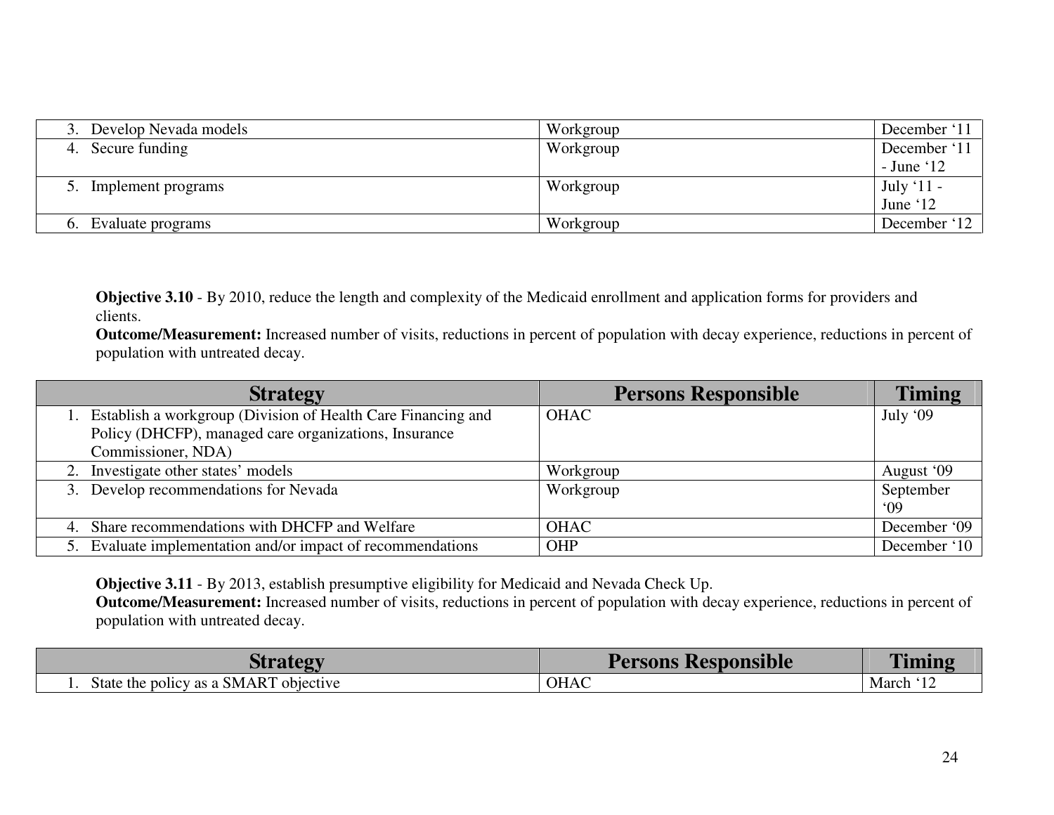| Strategy | Persons Responsible | Timing |
|---|---|---|
| 3. Develop Nevada models | Workgroup | December '11 |
| 4. Secure funding | Workgroup | December '11 - June '12 |
| 5. Implement programs | Workgroup | July '11 - June '12 |
| 6. Evaluate programs | Workgroup | December '12 |

**Objective 3.10** - By 2010, reduce the length and complexity of the Medicaid enrollment and application forms for providers and clients.
**Outcome/Measurement:** Increased number of visits, reductions in percent of population with decay experience, reductions in percent of population with untreated decay.

| Strategy | Persons Responsible | Timing |
|---|---|---|
| 1. Establish a workgroup (Division of Health Care Financing and Policy (DHCFP), managed care organizations, Insurance Commissioner, NDA) | OHAC | July '09 |
| 2. Investigate other states' models | Workgroup | August '09 |
| 3. Develop recommendations for Nevada | Workgroup | September '09 |
| 4. Share recommendations with DHCFP and Welfare | OHAC | December '09 |
| 5. Evaluate implementation and/or impact of recommendations | OHP | December '10 |

**Objective 3.11** - By 2013, establish presumptive eligibility for Medicaid and Nevada Check Up.
**Outcome/Measurement:** Increased number of visits, reductions in percent of population with decay experience, reductions in percent of population with untreated decay.

| Strategy | Persons Responsible | Timing |
|---|---|---|
| 1. State the policy as a SMART objective | OHAC | March '12 |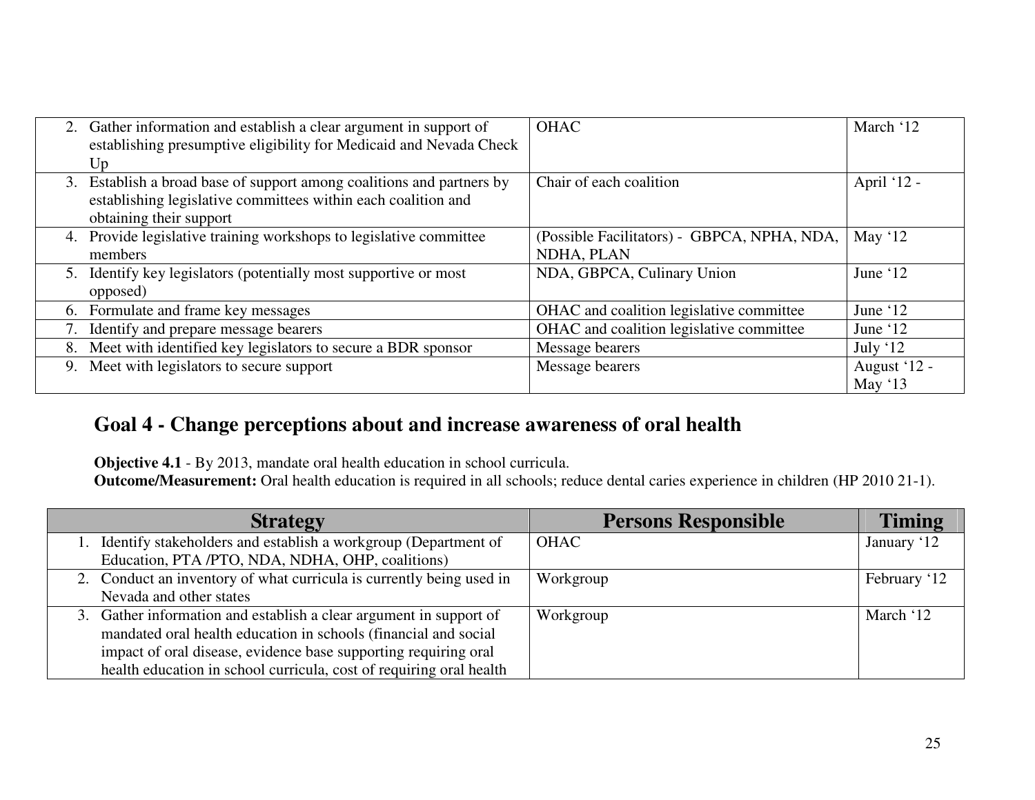| Strategy | Persons Responsible | Timing |
|---|---|---|
| 2. Gather information and establish a clear argument in support of establishing presumptive eligibility for Medicaid and Nevada Check Up | OHAC | March '12 |
| 3. Establish a broad base of support among coalitions and partners by establishing legislative committees within each coalition and obtaining their support | Chair of each coalition | April '12 - |
| 4. Provide legislative training workshops to legislative committee members | (Possible Facilitators) - GBPCA, NPHA, NDA, NDHA, PLAN | May '12 |
| 5. Identify key legislators (potentially most supportive or most opposed) | NDA, GBPCA, Culinary Union | June '12 |
| 6. Formulate and frame key messages | OHAC and coalition legislative committee | June '12 |
| 7. Identify and prepare message bearers | OHAC and coalition legislative committee | June '12 |
| 8. Meet with identified key legislators to secure a BDR sponsor | Message bearers | July '12 |
| 9. Meet with legislators to secure support | Message bearers | August '12 - May '13 |

## Goal 4 - Change perceptions about and increase awareness of oral health

**Objective 4.1** - By 2013, mandate oral health education in school curricula.
**Outcome/Measurement:** Oral health education is required in all schools; reduce dental caries experience in children (HP 2010 21-1).

| Strategy | Persons Responsible | Timing |
|---|---|---|
| 1. Identify stakeholders and establish a workgroup (Department of Education, PTA /PTO, NDA, NDHA, OHP, coalitions) | OHAC | January '12 |
| 2. Conduct an inventory of what curricula is currently being used in Nevada and other states | Workgroup | February '12 |
| 3. Gather information and establish a clear argument in support of mandated oral health education in schools (financial and social impact of oral disease, evidence base supporting requiring oral health education in school curricula, cost of requiring oral health | Workgroup | March '12 |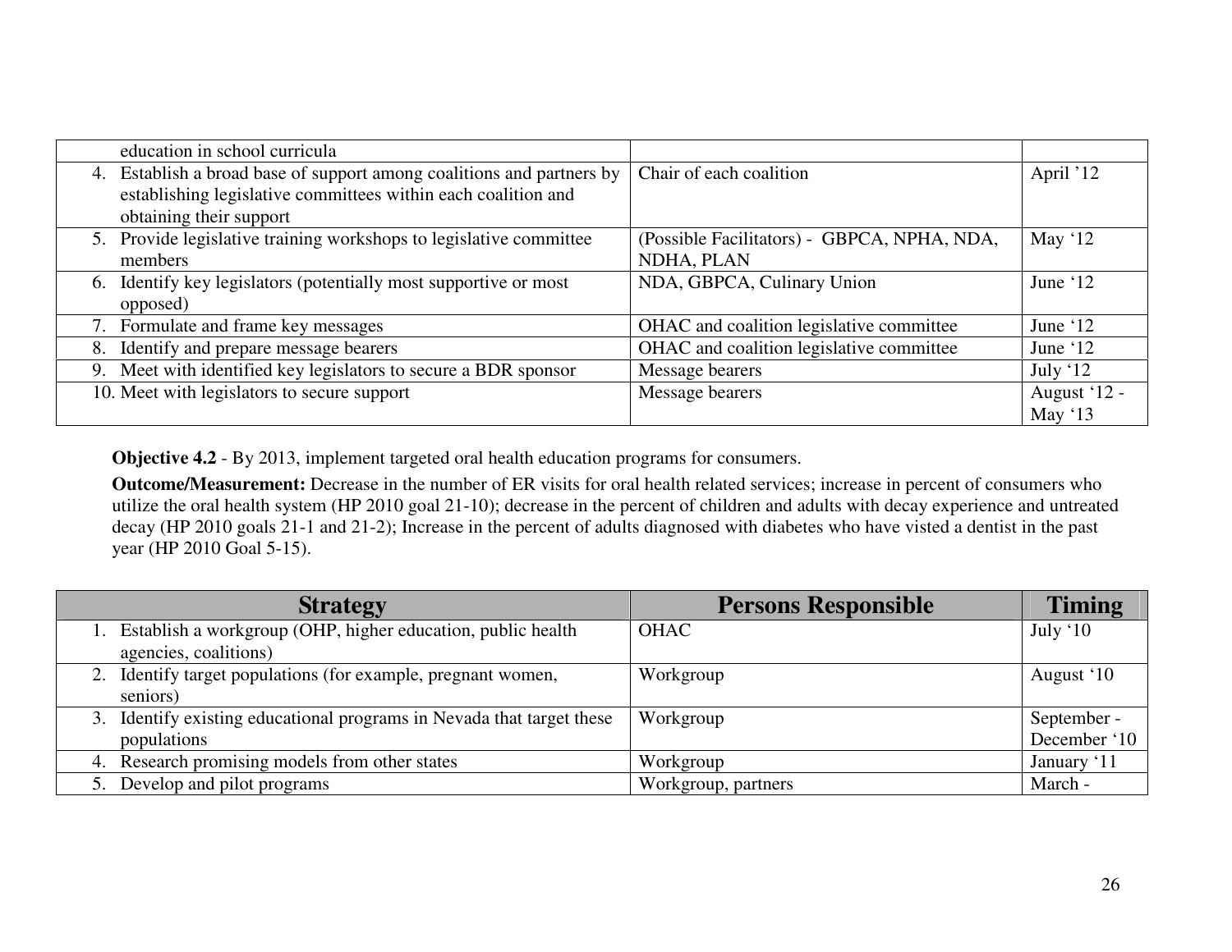| | | |
|---|---|---|
| education in school curricula | | |
| 4. Establish a broad base of support among coalitions and partners by establishing legislative committees within each coalition and obtaining their support | Chair of each coalition | April '12 |
| 5. Provide legislative training workshops to legislative committee members | (Possible Facilitators) - GBPCA, NPHA, NDA, NDHA, PLAN | May '12 |
| 6. Identify key legislators (potentially most supportive or most opposed) | NDA, GBPCA, Culinary Union | June '12 |
| 7. Formulate and frame key messages | OHAC and coalition legislative committee | June '12 |
| 8. Identify and prepare message bearers | OHAC and coalition legislative committee | June '12 |
| 9. Meet with identified key legislators to secure a BDR sponsor | Message bearers | July '12 |
| 10. Meet with legislators to secure support | Message bearers | August '12 - May '13 |

**Objective 4.2** - By 2013, implement targeted oral health education programs for consumers.

**Outcome/Measurement:** Decrease in the number of ER visits for oral health related services; increase in percent of consumers who utilize the oral health system (HP 2010 goal 21-10); decrease in the percent of children and adults with decay experience and untreated decay (HP 2010 goals 21-1 and 21-2); Increase in the percent of adults diagnosed with diabetes who have visted a dentist in the past year (HP 2010 Goal 5-15).

| Strategy | Persons Responsible | Timing |
|---|---|---|
| 1. Establish a workgroup (OHP, higher education, public health agencies, coalitions) | OHAC | July '10 |
| 2. Identify target populations (for example, pregnant women, seniors) | Workgroup | August '10 |
| 3. Identify existing educational programs in Nevada that target these populations | Workgroup | September - December '10 |
| 4. Research promising models from other states | Workgroup | January '11 |
| 5. Develop and pilot programs | Workgroup, partners | March - |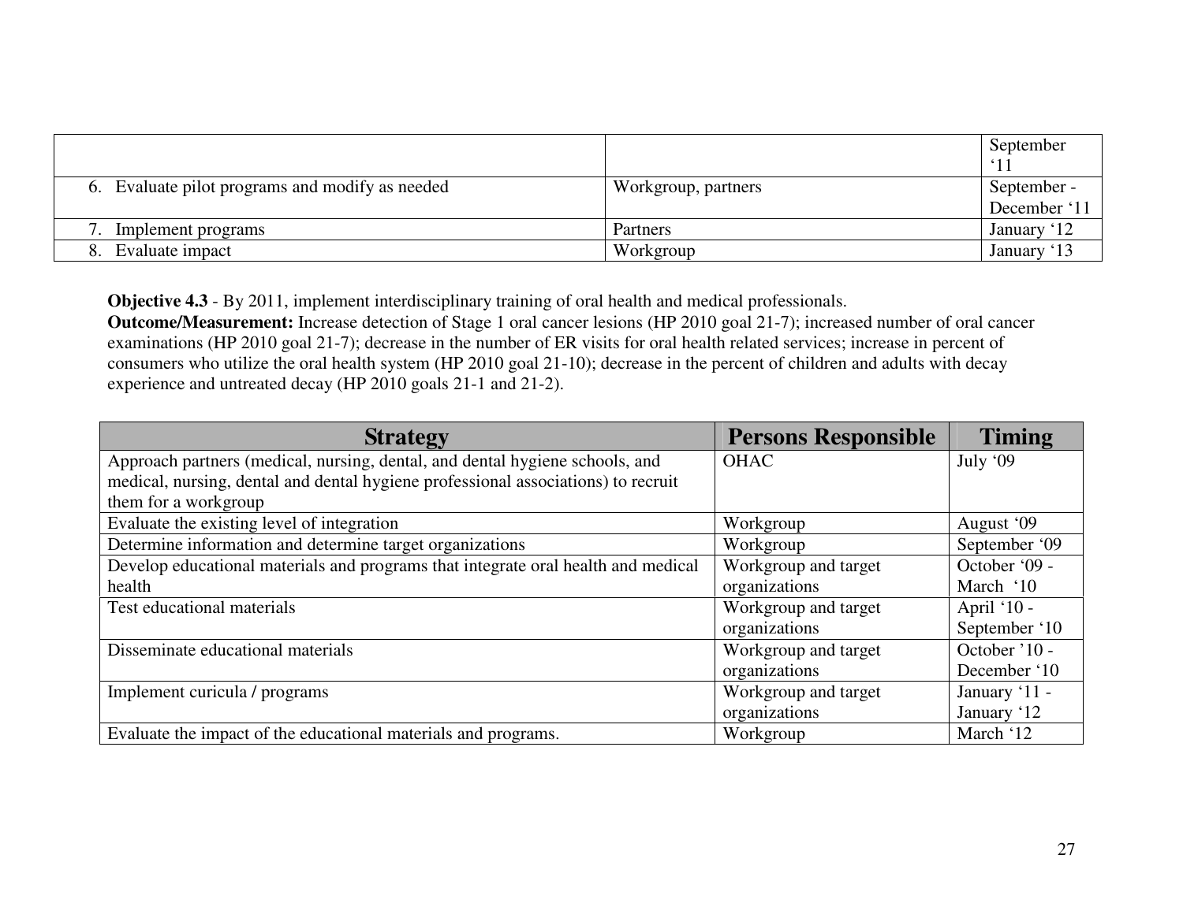| | | |
|---|---|---|
| | | September '11 |
| 6. Evaluate pilot programs and modify as needed | Workgroup, partners | September - December '11 |
| 7. Implement programs | Partners | January '12 |
| 8. Evaluate impact | Workgroup | January '13 |

**Objective 4.3** - By 2011, implement interdisciplinary training of oral health and medical professionals.
**Outcome/Measurement:** Increase detection of Stage 1 oral cancer lesions (HP 2010 goal 21-7); increased number of oral cancer examinations (HP 2010 goal 21-7); decrease in the number of ER visits for oral health related services; increase in percent of consumers who utilize the oral health system (HP 2010 goal 21-10); decrease in the percent of children and adults with decay experience and untreated decay (HP 2010 goals 21-1 and 21-2).

| Strategy | Persons Responsible | Timing |
|---|---|---|
| Approach partners (medical, nursing, dental, and dental hygiene schools, and medical, nursing, dental and dental hygiene professional associations) to recruit them for a workgroup | OHAC | July '09 |
| Evaluate the existing level of integration | Workgroup | August '09 |
| Determine information and determine target organizations | Workgroup | September '09 |
| Develop educational materials and programs that integrate oral health and medical health | Workgroup and target organizations | October '09 - March '10 |
| Test educational materials | Workgroup and target organizations | April '10 - September '10 |
| Disseminate educational materials | Workgroup and target organizations | October '10 - December '10 |
| Implement curicula / programs | Workgroup and target organizations | January '11 - January '12 |
| Evaluate the impact of the educational materials and programs. | Workgroup | March '12 |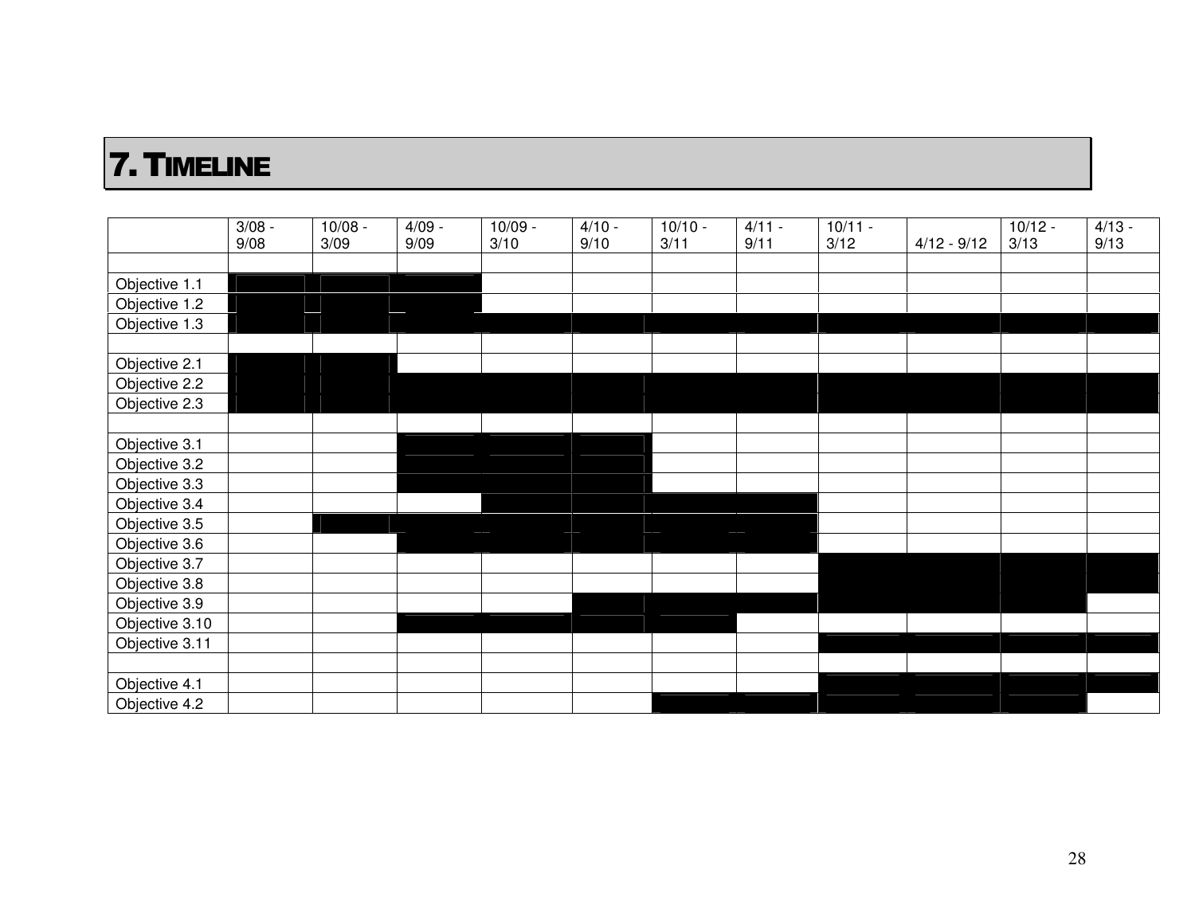# 7. Timeline

| | 3/08 - 9/08 | 10/08 - 3/09 | 4/09 - 9/09 | 10/09 - 3/10 | 4/10 - 9/10 | 10/10 - 3/11 | 4/11 - 9/11 | 10/11 - 3/12 | 4/12 - 9/12 | 10/12 - 3/13 | 4/13 - 9/13 |
|---|---|---|---|---|---|---|---|---|---|---|---|
| | | | | | | | | | | | |
| Objective 1.1 | ■ | ■ | ■ | | | | | | | | |
| Objective 1.2 | ■ | ■ | ■ | | | | | | | | |
| Objective 1.3 | ■ | ■ | ■ | ■ | ■ | ■ | ■ | ■ | ■ | ■ | ■ |
| | | | | | | | | | | | |
| Objective 2.1 | ■ | ■ | | | | | | | | | |
| Objective 2.2 | ■ | ■ | ■ | ■ | ■ | ■ | ■ | ■ | ■ | ■ | ■ |
| Objective 2.3 | ■ | ■ | ■ | ■ | ■ | ■ | ■ | ■ | ■ | ■ | ■ |
| | | | | | | | | | | | |
| Objective 3.1 | | | ■ | ■ | ■ | | | | | | |
| Objective 3.2 | | | ■ | ■ | ■ | | | | | | |
| Objective 3.3 | | | ■ | ■ | ■ | | | | | | |
| Objective 3.4 | | | | ■ | ■ | ■ | ■ | | | | |
| Objective 3.5 | | ■ | ■ | ■ | ■ | ■ | ■ | | | | |
| Objective 3.6 | | | ■ | ■ | ■ | ■ | ■ | | | | |
| Objective 3.7 | | | | | | | | ■ | ■ | ■ | ■ |
| Objective 3.8 | | | | | | | | ■ | ■ | ■ | ■ |
| Objective 3.9 | | | | | ■ | ■ | ■ | ■ | ■ | ■ | |
| Objective 3.10 | | | ■ | ■ | ■ | ■ | | | | | |
| Objective 3.11 | | | | | | | | ■ | ■ | ■ | ■ |
| | | | | | | | | | | | |
| Objective 4.1 | | | | | | | | ■ | ■ | ■ | ■ |
| Objective 4.2 | | | | | | ■ | ■ | ■ | ■ | ■ | |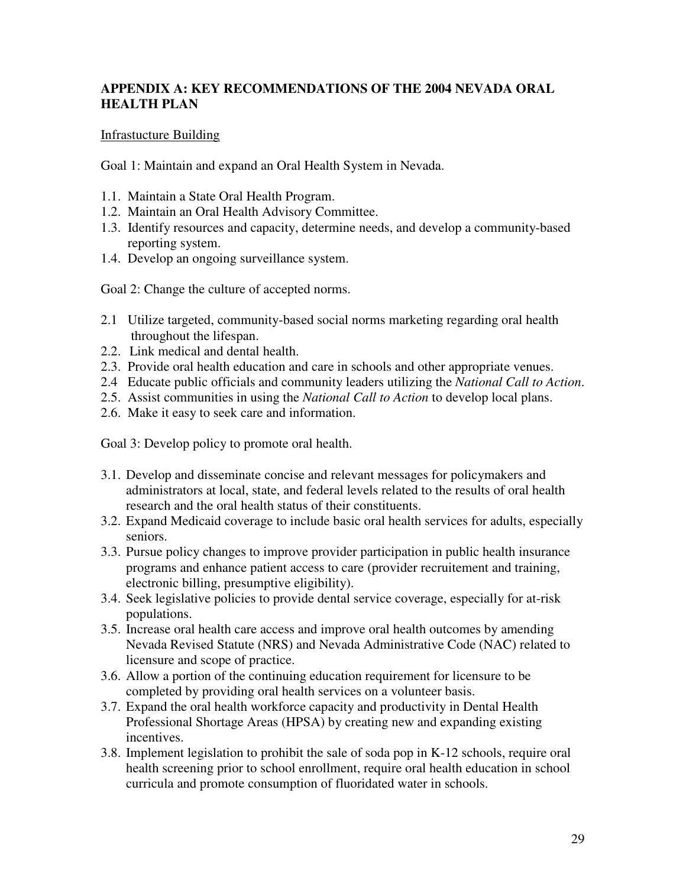## APPENDIX A: KEY RECOMMENDATIONS OF THE 2004 NEVADA ORAL HEALTH PLAN

Infrastucture Building

Goal 1: Maintain and expand an Oral Health System in Nevada.

1.1. Maintain a State Oral Health Program.
1.2. Maintain an Oral Health Advisory Committee.
1.3. Identify resources and capacity, determine needs, and develop a community-based reporting system.
1.4. Develop an ongoing surveillance system.

Goal 2: Change the culture of accepted norms.

2.1 Utilize targeted, community-based social norms marketing regarding oral health throughout the lifespan.
2.2. Link medical and dental health.
2.3. Provide oral health education and care in schools and other appropriate venues.
2.4 Educate public officials and community leaders utilizing the *National Call to Action*.
2.5. Assist communities in using the *National Call to Action* to develop local plans.
2.6. Make it easy to seek care and information.

Goal 3: Develop policy to promote oral health.

3.1. Develop and disseminate concise and relevant messages for policymakers and administrators at local, state, and federal levels related to the results of oral health research and the oral health status of their constituents.
3.2. Expand Medicaid coverage to include basic oral health services for adults, especially seniors.
3.3. Pursue policy changes to improve provider participation in public health insurance programs and enhance patient access to care (provider recruitement and training, electronic billing, presumptive eligibility).
3.4. Seek legislative policies to provide dental service coverage, especially for at-risk populations.
3.5. Increase oral health care access and improve oral health outcomes by amending Nevada Revised Statute (NRS) and Nevada Administrative Code (NAC) related to licensure and scope of practice.
3.6. Allow a portion of the continuing education requirement for licensure to be completed by providing oral health services on a volunteer basis.
3.7. Expand the oral health workforce capacity and productivity in Dental Health Professional Shortage Areas (HPSA) by creating new and expanding existing incentives.
3.8. Implement legislation to prohibit the sale of soda pop in K-12 schools, require oral health screening prior to school enrollment, require oral health education in school curricula and promote consumption of fluoridated water in schools.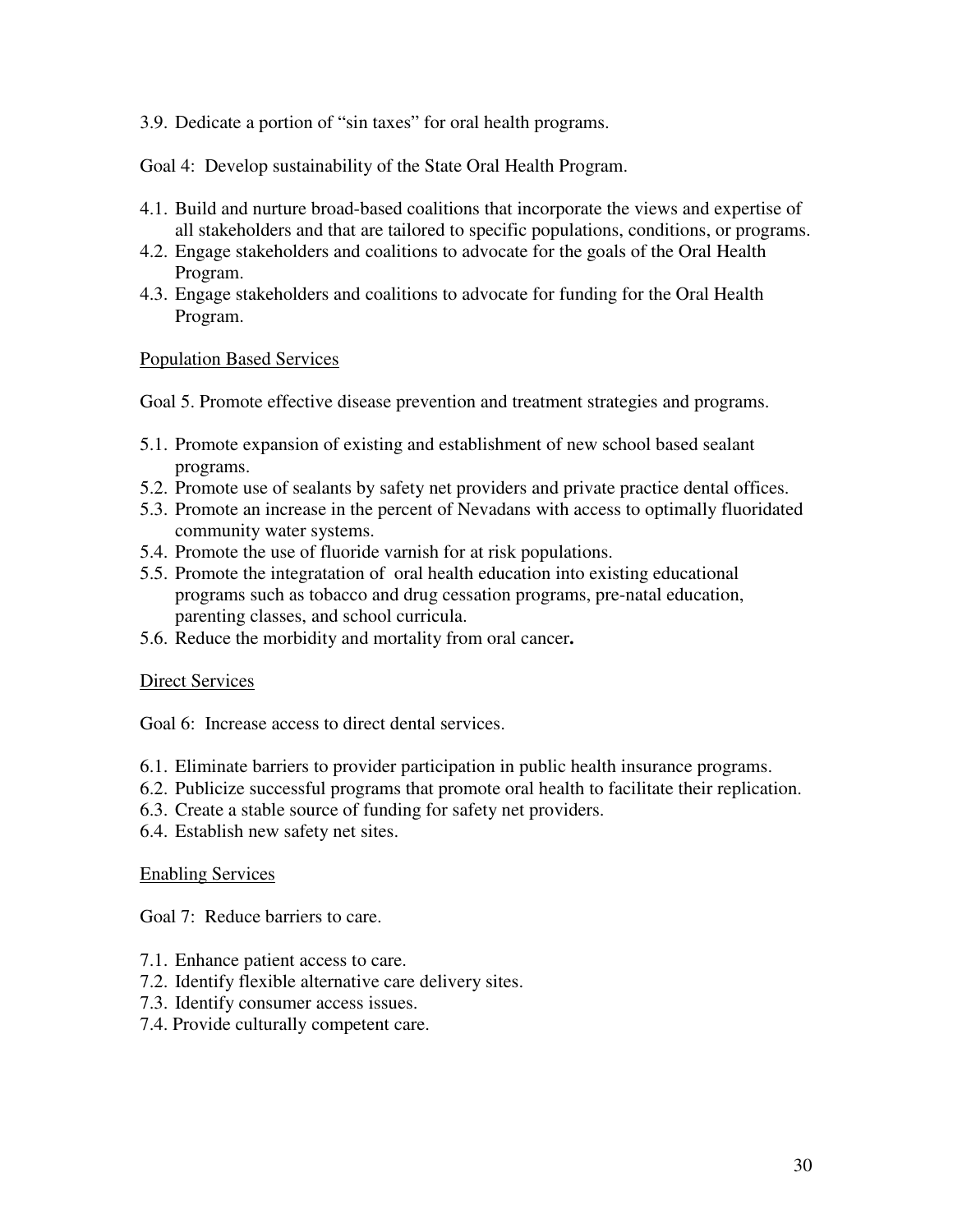3.9. Dedicate a portion of “sin taxes” for oral health programs.

Goal 4: Develop sustainability of the State Oral Health Program.

4.1. Build and nurture broad-based coalitions that incorporate the views and expertise of all stakeholders and that are tailored to specific populations, conditions, or programs.
4.2. Engage stakeholders and coalitions to advocate for the goals of the Oral Health Program.
4.3. Engage stakeholders and coalitions to advocate for funding for the Oral Health Program.

<u>Population Based Services</u>

Goal 5. Promote effective disease prevention and treatment strategies and programs.

5.1. Promote expansion of existing and establishment of new school based sealant programs.
5.2. Promote use of sealants by safety net providers and private practice dental offices.
5.3. Promote an increase in the percent of Nevadans with access to optimally fluoridated community water systems.
5.4. Promote the use of fluoride varnish for at risk populations.
5.5. Promote the integratation of oral health education into existing educational programs such as tobacco and drug cessation programs, pre-natal education, parenting classes, and school curricula.
5.6. Reduce the morbidity and mortality from oral cancer**.**

<u>Direct Services</u>

Goal 6: Increase access to direct dental services.

6.1. Eliminate barriers to provider participation in public health insurance programs.
6.2. Publicize successful programs that promote oral health to facilitate their replication.
6.3. Create a stable source of funding for safety net providers.
6.4. Establish new safety net sites.

<u>Enabling Services</u>

Goal 7: Reduce barriers to care.

7.1. Enhance patient access to care.
7.2. Identify flexible alternative care delivery sites.
7.3. Identify consumer access issues.
7.4. Provide culturally competent care.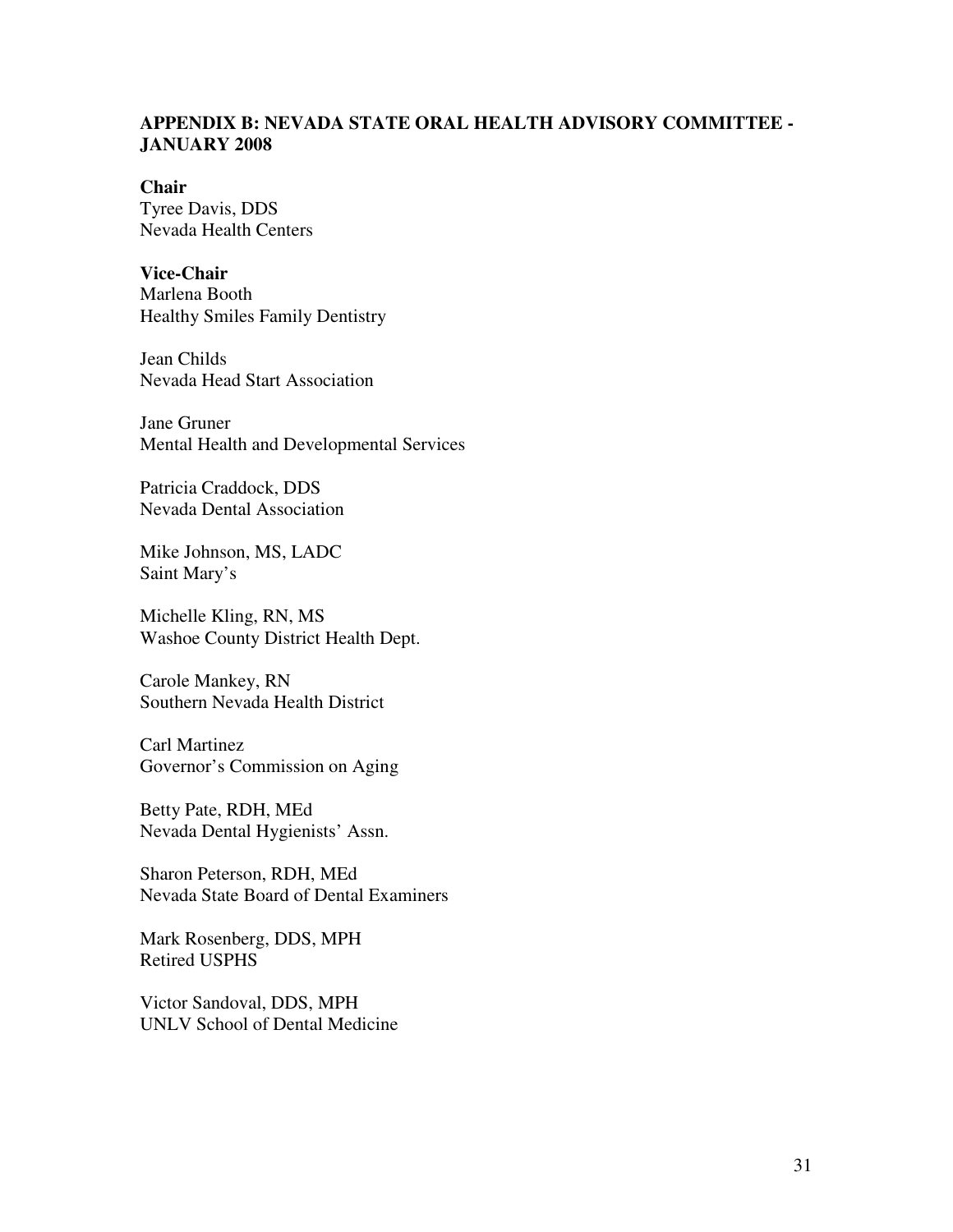## APPENDIX B: NEVADA STATE ORAL HEALTH ADVISORY COMMITTEE - JANUARY 2008

**Chair**
Tyree Davis, DDS
Nevada Health Centers

**Vice-Chair**
Marlena Booth
Healthy Smiles Family Dentistry

Jean Childs
Nevada Head Start Association

Jane Gruner
Mental Health and Developmental Services

Patricia Craddock, DDS
Nevada Dental Association

Mike Johnson, MS, LADC
Saint Mary's

Michelle Kling, RN, MS
Washoe County District Health Dept.

Carole Mankey, RN
Southern Nevada Health District

Carl Martinez
Governor's Commission on Aging

Betty Pate, RDH, MEd
Nevada Dental Hygienists' Assn.

Sharon Peterson, RDH, MEd
Nevada State Board of Dental Examiners

Mark Rosenberg, DDS, MPH
Retired USPHS

Victor Sandoval, DDS, MPH
UNLV School of Dental Medicine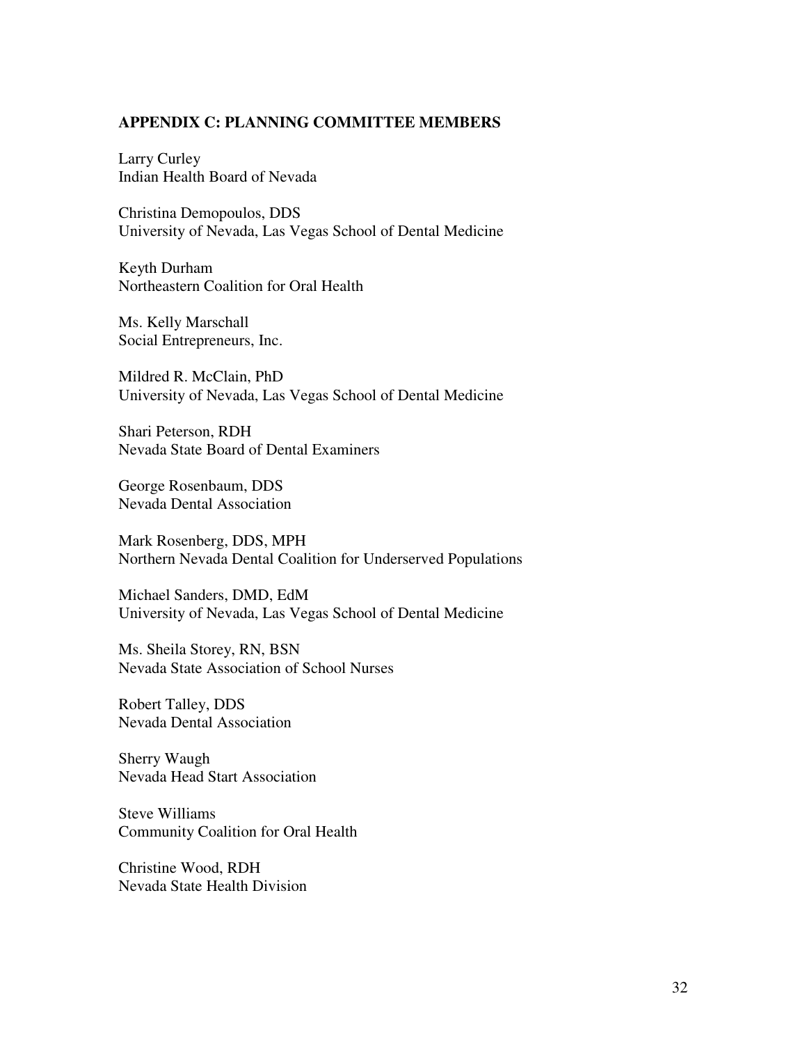## APPENDIX C: PLANNING COMMITTEE MEMBERS

Larry Curley
Indian Health Board of Nevada

Christina Demopoulos, DDS
University of Nevada, Las Vegas School of Dental Medicine

Keyth Durham
Northeastern Coalition for Oral Health

Ms. Kelly Marschall
Social Entrepreneurs, Inc.

Mildred R. McClain, PhD
University of Nevada, Las Vegas School of Dental Medicine

Shari Peterson, RDH
Nevada State Board of Dental Examiners

George Rosenbaum, DDS
Nevada Dental Association

Mark Rosenberg, DDS, MPH
Northern Nevada Dental Coalition for Underserved Populations

Michael Sanders, DMD, EdM
University of Nevada, Las Vegas School of Dental Medicine

Ms. Sheila Storey, RN, BSN
Nevada State Association of School Nurses

Robert Talley, DDS
Nevada Dental Association

Sherry Waugh
Nevada Head Start Association

Steve Williams
Community Coalition for Oral Health

Christine Wood, RDH
Nevada State Health Division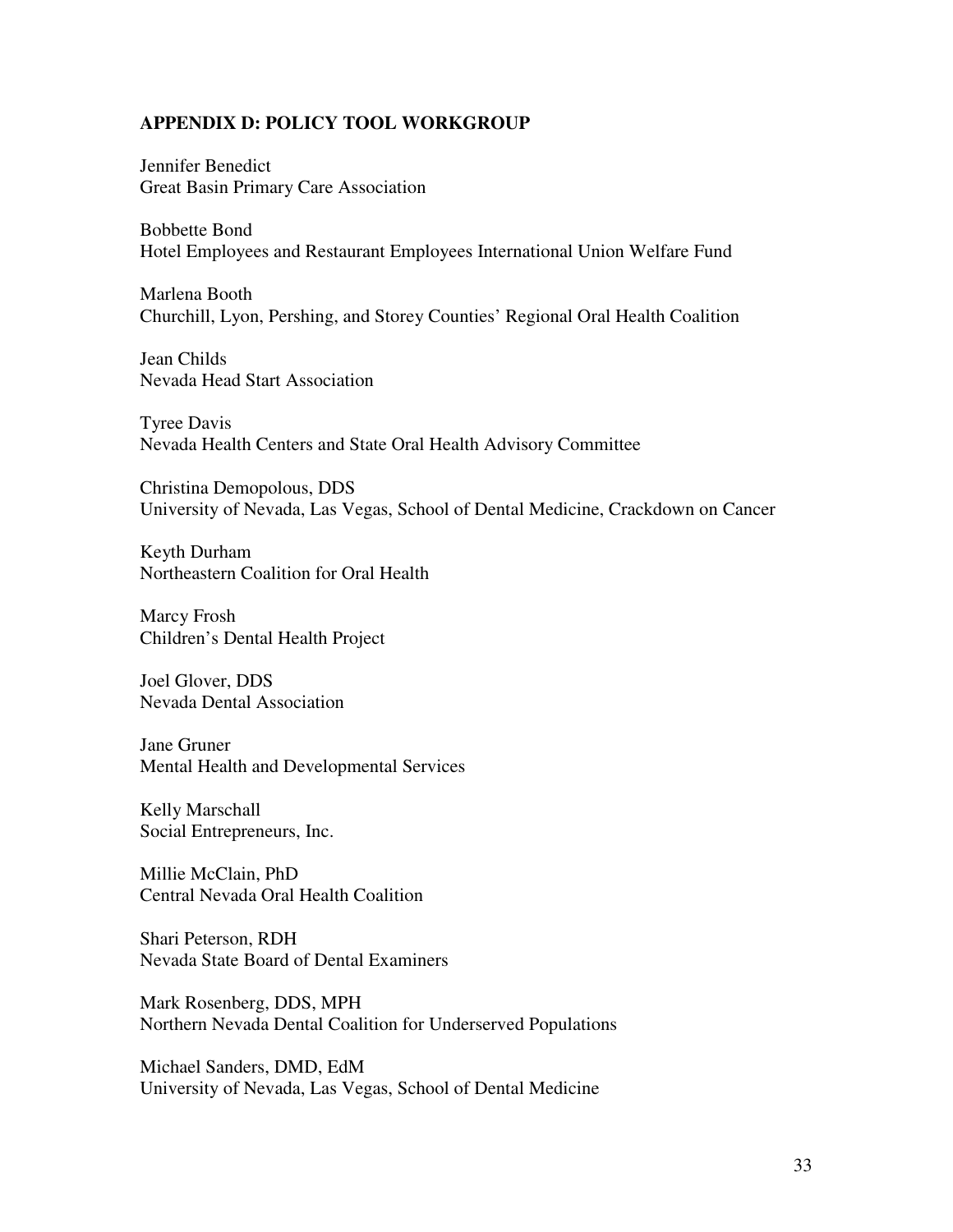## APPENDIX D: POLICY TOOL WORKGROUP

Jennifer Benedict
Great Basin Primary Care Association

Bobbette Bond
Hotel Employees and Restaurant Employees International Union Welfare Fund

Marlena Booth
Churchill, Lyon, Pershing, and Storey Counties' Regional Oral Health Coalition

Jean Childs
Nevada Head Start Association

Tyree Davis
Nevada Health Centers and State Oral Health Advisory Committee

Christina Demopolous, DDS
University of Nevada, Las Vegas, School of Dental Medicine, Crackdown on Cancer

Keyth Durham
Northeastern Coalition for Oral Health

Marcy Frosh
Children's Dental Health Project

Joel Glover, DDS
Nevada Dental Association

Jane Gruner
Mental Health and Developmental Services

Kelly Marschall
Social Entrepreneurs, Inc.

Millie McClain, PhD
Central Nevada Oral Health Coalition

Shari Peterson, RDH
Nevada State Board of Dental Examiners

Mark Rosenberg, DDS, MPH
Northern Nevada Dental Coalition for Underserved Populations

Michael Sanders, DMD, EdM
University of Nevada, Las Vegas, School of Dental Medicine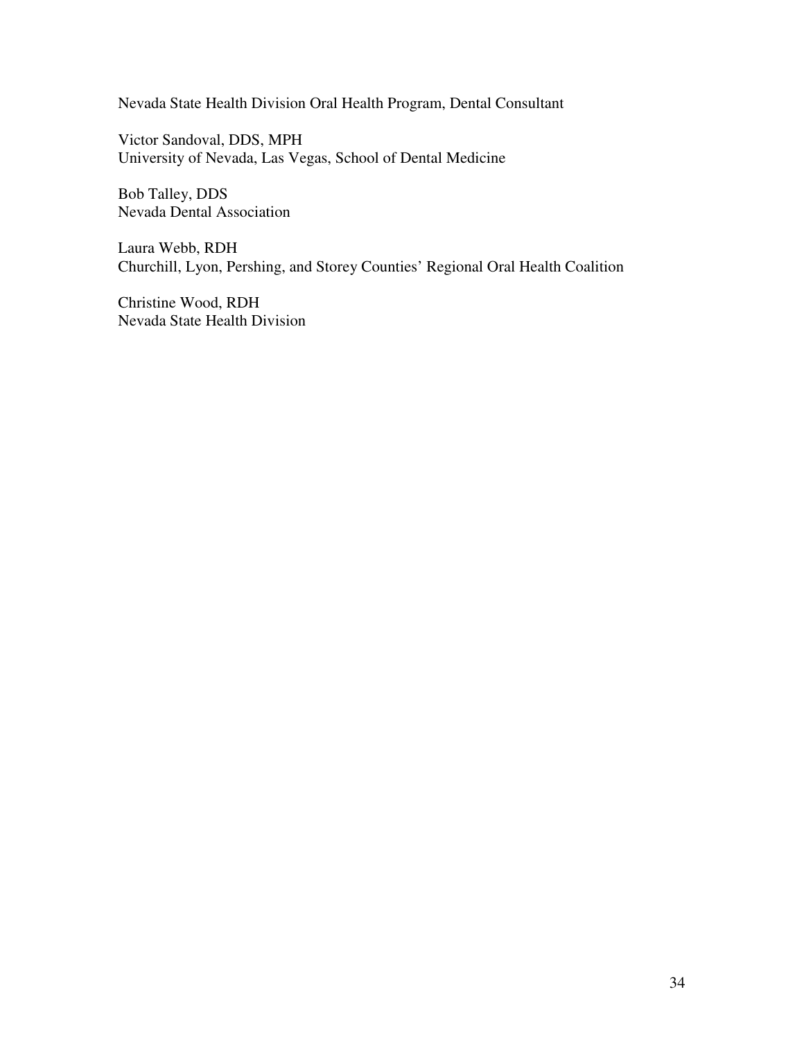Nevada State Health Division Oral Health Program, Dental Consultant

Victor Sandoval, DDS, MPH
University of Nevada, Las Vegas, School of Dental Medicine

Bob Talley, DDS
Nevada Dental Association

Laura Webb, RDH
Churchill, Lyon, Pershing, and Storey Counties' Regional Oral Health Coalition

Christine Wood, RDH
Nevada State Health Division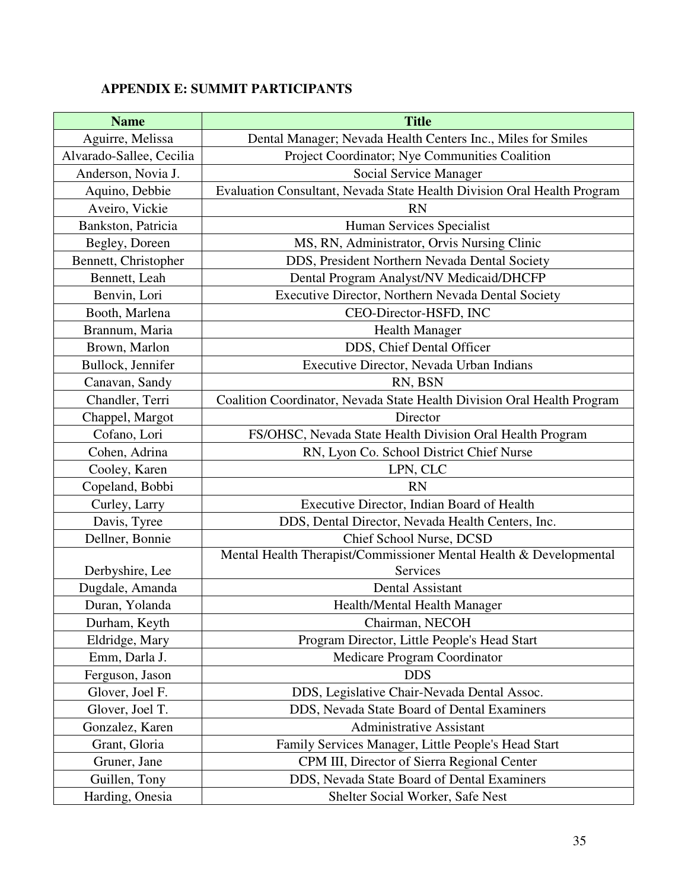### APPENDIX E: SUMMIT PARTICIPANTS

| Name | Title |
|---|---|
| Aguirre, Melissa | Dental Manager; Nevada Health Centers Inc., Miles for Smiles |
| Alvarado-Sallee, Cecilia | Project Coordinator; Nye Communities Coalition |
| Anderson, Novia J. | Social Service Manager |
| Aquino, Debbie | Evaluation Consultant, Nevada State Health Division Oral Health Program |
| Aveiro, Vickie | RN |
| Bankston, Patricia | Human Services Specialist |
| Begley, Doreen | MS, RN, Administrator, Orvis Nursing Clinic |
| Bennett, Christopher | DDS, President Northern Nevada Dental Society |
| Bennett, Leah | Dental Program Analyst/NV Medicaid/DHCFP |
| Benvin, Lori | Executive Director, Northern Nevada Dental Society |
| Booth, Marlena | CEO-Director-HSFD, INC |
| Brannum, Maria | Health Manager |
| Brown, Marlon | DDS, Chief Dental Officer |
| Bullock, Jennifer | Executive Director, Nevada Urban Indians |
| Canavan, Sandy | RN, BSN |
| Chandler, Terri | Coalition Coordinator, Nevada State Health Division Oral Health Program |
| Chappel, Margot | Director |
| Cofano, Lori | FS/OHSC, Nevada State Health Division Oral Health Program |
| Cohen, Adrina | RN, Lyon Co. School District Chief Nurse |
| Cooley, Karen | LPN, CLC |
| Copeland, Bobbi | RN |
| Curley, Larry | Executive Director, Indian Board of Health |
| Davis, Tyree | DDS, Dental Director, Nevada Health Centers, Inc. |
| Dellner, Bonnie | Chief School Nurse, DCSD |
| Derbyshire, Lee | Mental Health Therapist/Commissioner Mental Health & Developmental Services |
| Dugdale, Amanda | Dental Assistant |
| Duran, Yolanda | Health/Mental Health Manager |
| Durham, Keyth | Chairman, NECOH |
| Eldridge, Mary | Program Director, Little People's Head Start |
| Emm, Darla J. | Medicare Program Coordinator |
| Ferguson, Jason | DDS |
| Glover, Joel F. | DDS, Legislative Chair-Nevada Dental Assoc. |
| Glover, Joel T. | DDS, Nevada State Board of Dental Examiners |
| Gonzalez, Karen | Administrative Assistant |
| Grant, Gloria | Family Services Manager, Little People's Head Start |
| Gruner, Jane | CPM III, Director of Sierra Regional Center |
| Guillen, Tony | DDS, Nevada State Board of Dental Examiners |
| Harding, Onesia | Shelter Social Worker, Safe Nest |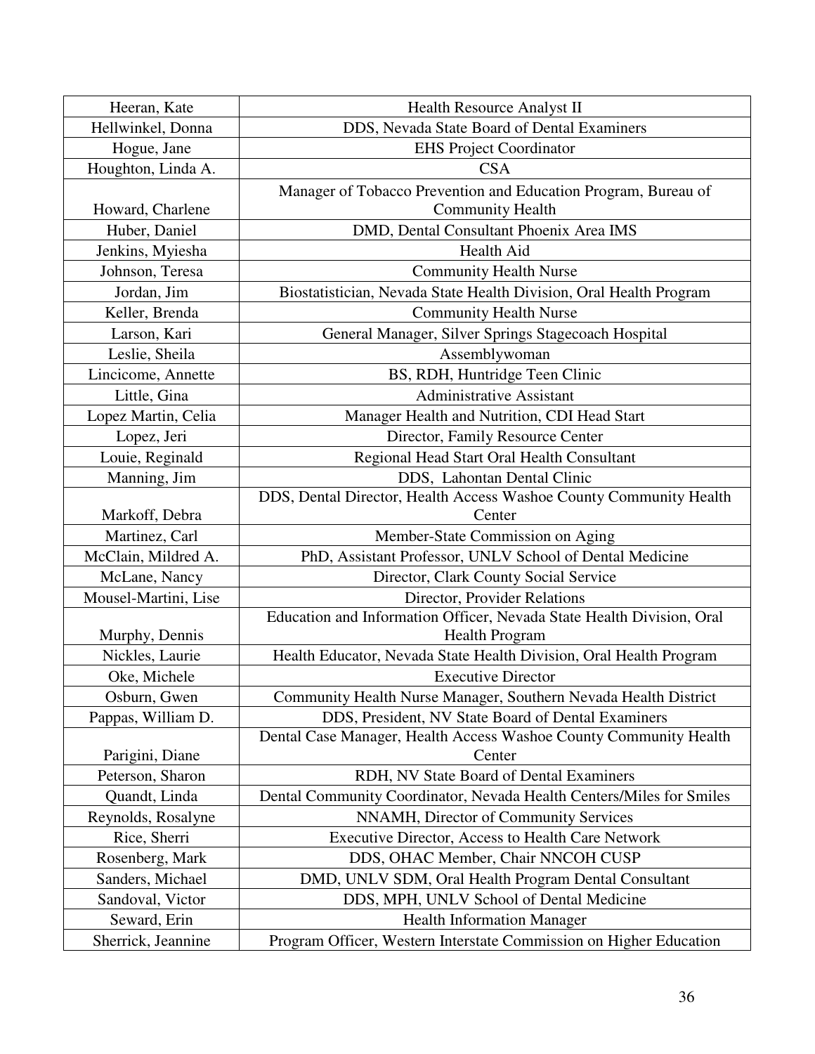| | |
|---|---|
| Heeran, Kate | Health Resource Analyst II |
| Hellwinkel, Donna | DDS, Nevada State Board of Dental Examiners |
| Hogue, Jane | EHS Project Coordinator |
| Houghton, Linda A. | CSA |
| Howard, Charlene | Manager of Tobacco Prevention and Education Program, Bureau of Community Health |
| Huber, Daniel | DMD, Dental Consultant Phoenix Area IMS |
| Jenkins, Myiesha | Health Aid |
| Johnson, Teresa | Community Health Nurse |
| Jordan, Jim | Biostatistician, Nevada State Health Division, Oral Health Program |
| Keller, Brenda | Community Health Nurse |
| Larson, Kari | General Manager, Silver Springs Stagecoach Hospital |
| Leslie, Sheila | Assemblywoman |
| Lincicome, Annette | BS, RDH, Huntridge Teen Clinic |
| Little, Gina | Administrative Assistant |
| Lopez Martin, Celia | Manager Health and Nutrition, CDI Head Start |
| Lopez, Jeri | Director, Family Resource Center |
| Louie, Reginald | Regional Head Start Oral Health Consultant |
| Manning, Jim | DDS, Lahontan Dental Clinic |
| Markoff, Debra | DDS, Dental Director, Health Access Washoe County Community Health Center |
| Martinez, Carl | Member-State Commission on Aging |
| McClain, Mildred A. | PhD, Assistant Professor, UNLV School of Dental Medicine |
| McLane, Nancy | Director, Clark County Social Service |
| Mousel-Martini, Lise | Director, Provider Relations |
| Murphy, Dennis | Education and Information Officer, Nevada State Health Division, Oral Health Program |
| Nickles, Laurie | Health Educator, Nevada State Health Division, Oral Health Program |
| Oke, Michele | Executive Director |
| Osburn, Gwen | Community Health Nurse Manager, Southern Nevada Health District |
| Pappas, William D. | DDS, President, NV State Board of Dental Examiners |
| Parigini, Diane | Dental Case Manager, Health Access Washoe County Community Health Center |
| Peterson, Sharon | RDH, NV State Board of Dental Examiners |
| Quandt, Linda | Dental Community Coordinator, Nevada Health Centers/Miles for Smiles |
| Reynolds, Rosalyne | NNAMH, Director of Community Services |
| Rice, Sherri | Executive Director, Access to Health Care Network |
| Rosenberg, Mark | DDS, OHAC Member, Chair NNCOH CUSP |
| Sanders, Michael | DMD, UNLV SDM, Oral Health Program Dental Consultant |
| Sandoval, Victor | DDS, MPH, UNLV School of Dental Medicine |
| Seward, Erin | Health Information Manager |
| Sherrick, Jeannine | Program Officer, Western Interstate Commission on Higher Education |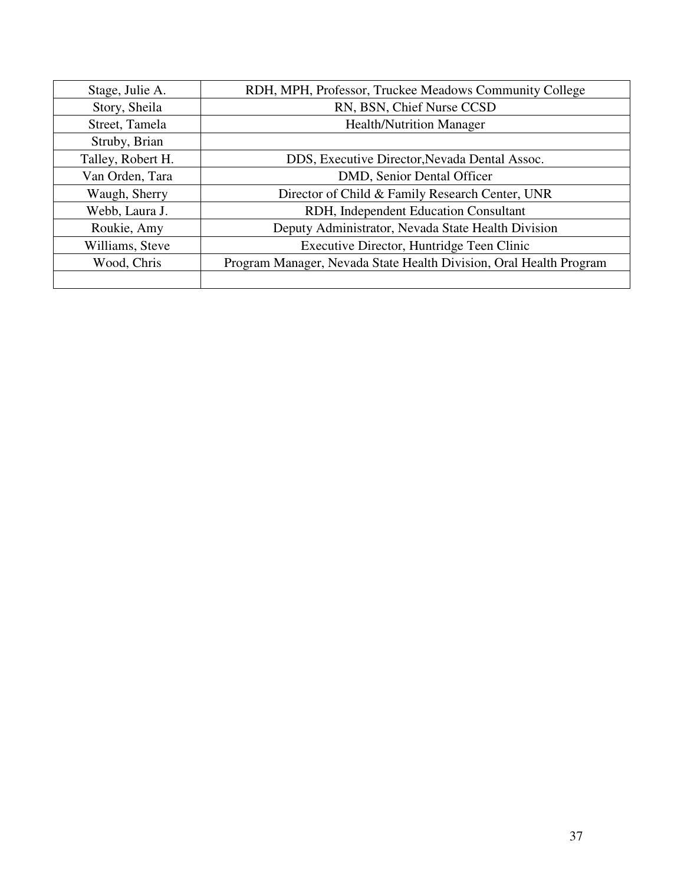| | |
|---|---|
| Stage, Julie A. | RDH, MPH, Professor, Truckee Meadows Community College |
| Story, Sheila | RN, BSN, Chief Nurse CCSD |
| Street, Tamela | Health/Nutrition Manager |
| Struby, Brian | |
| Talley, Robert H. | DDS, Executive Director,Nevada Dental Assoc. |
| Van Orden, Tara | DMD, Senior Dental Officer |
| Waugh, Sherry | Director of Child & Family Research Center, UNR |
| Webb, Laura J. | RDH, Independent Education Consultant |
| Roukie, Amy | Deputy Administrator, Nevada State Health Division |
| Williams, Steve | Executive Director, Huntridge Teen Clinic |
| Wood, Chris | Program Manager, Nevada State Health Division, Oral Health Program |
| | |